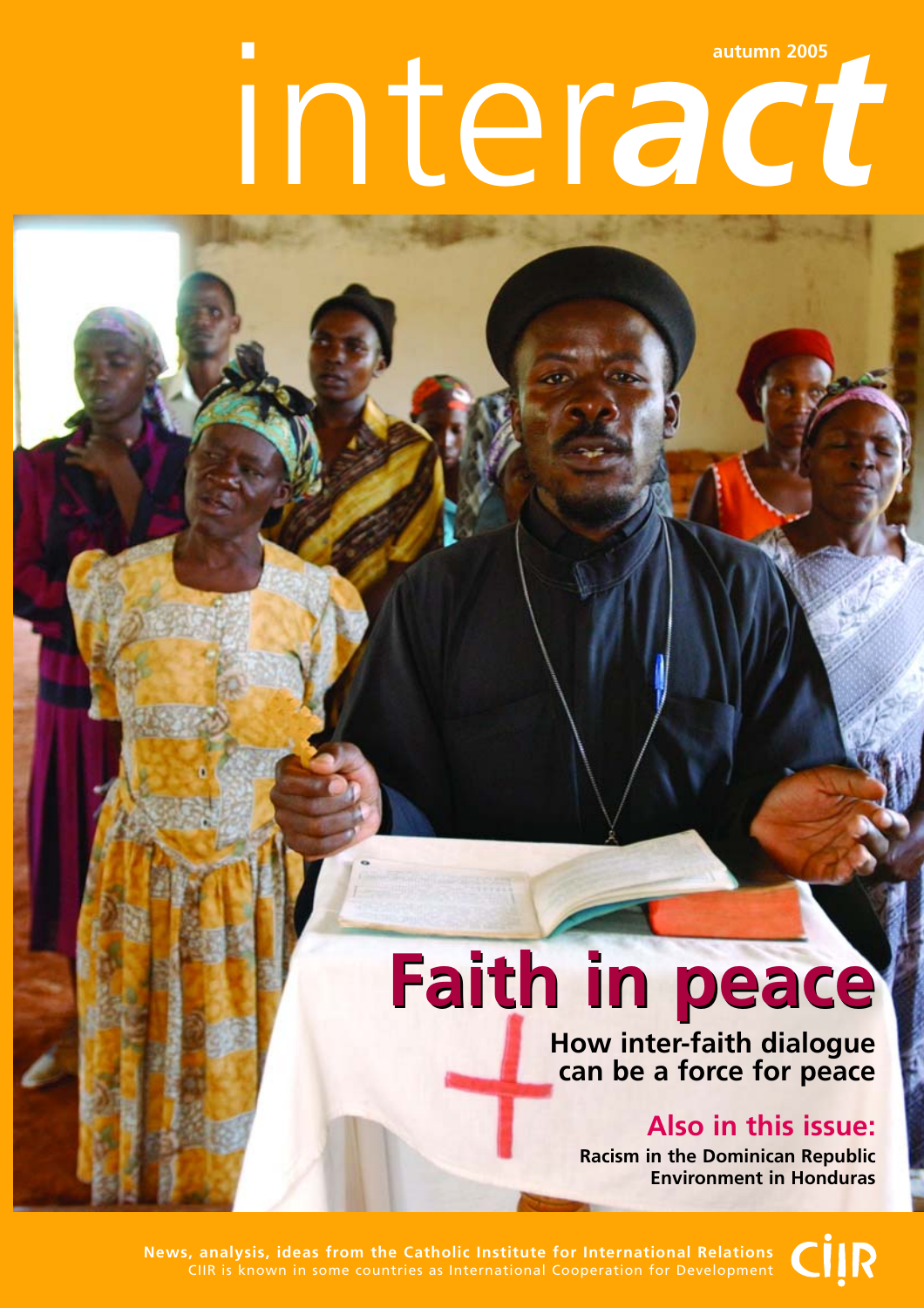autumn 2005

# interact

# Faith in peace

## How inter-faith dialogue can be a force for peace

### Also in this issue:

**Racism in the Dominican Republic**
**Environment in Honduras**

**News, analysis, ideas from the Catholic Institute for International Relations**
CIIR is known in some countries as International Cooperation for Development

CIIR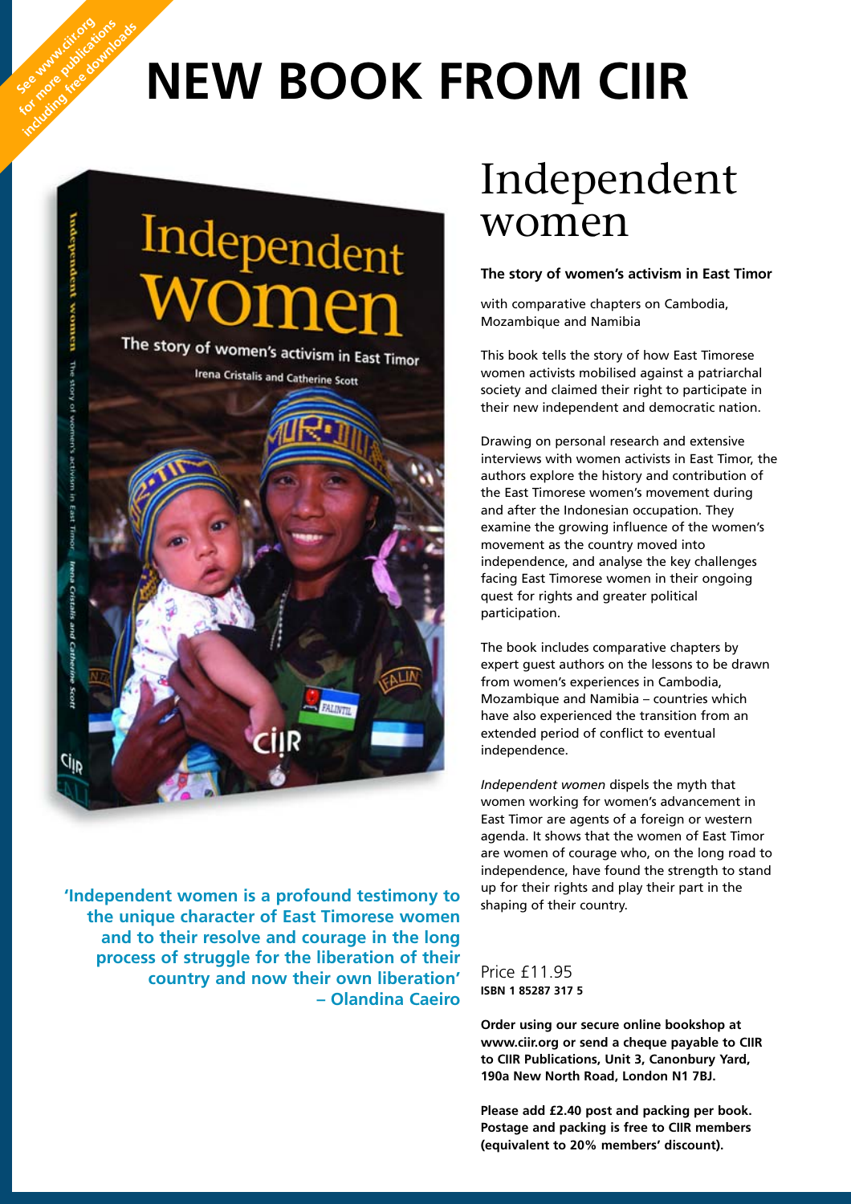See www.ciir.org for more publications including free downloads

# NEW BOOK FROM CIIR

'Independent women is a profound testimony to the unique character of East Timorese women and to their resolve and courage in the long process of struggle for the liberation of their country and now their own liberation' – Olandina Caeiro

## Independent women

**The story of women's activism in East Timor**

with comparative chapters on Cambodia, Mozambique and Namibia

This book tells the story of how East Timorese women activists mobilised against a patriarchal society and claimed their right to participate in their new independent and democratic nation.

Drawing on personal research and extensive interviews with women activists in East Timor, the authors explore the history and contribution of the East Timorese women's movement during and after the Indonesian occupation. They examine the growing influence of the women's movement as the country moved into independence, and analyse the key challenges facing East Timorese women in their ongoing quest for rights and greater political participation.

The book includes comparative chapters by expert guest authors on the lessons to be drawn from women's experiences in Cambodia, Mozambique and Namibia – countries which have also experienced the transition from an extended period of conflict to eventual independence.

*Independent women* dispels the myth that women working for women's advancement in East Timor are agents of a foreign or western agenda. It shows that the women of East Timor are women of courage who, on the long road to independence, have found the strength to stand up for their rights and play their part in the shaping of their country.

Price £11.95
**ISBN 1 85287 317 5**

**Order using our secure online bookshop at www.ciir.org or send a cheque payable to CIIR to CIIR Publications, Unit 3, Canonbury Yard, 190a New North Road, London N1 7BJ.**

**Please add £2.40 post and packing per book. Postage and packing is free to CIIR members (equivalent to 20% members' discount).**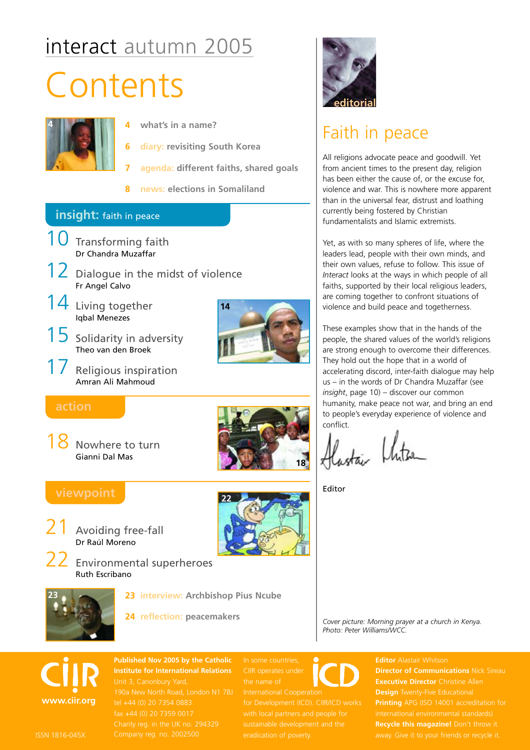# interact autumn 2005

# Contents

4 what's in a name?

6 **diary:** revisiting South Korea

7 **agenda:** different faiths, shared goals

8 **news:** elections in Somaliland

## insight: faith in peace

10 Transforming faith
Dr Chandra Muzaffar

12 Dialogue in the midst of violence
Fr Angel Calvo

14 Living together
Iqbal Menezes

15 Solidarity in adversity
Theo van den Broek

17 Religious inspiration
Amran Ali Mahmoud

## action

18 Nowhere to turn
Gianni Dal Mas

## viewpoint

21 Avoiding free-fall
Dr Raúl Moreno

22 Environmental superheroes
Ruth Escribano

23 **interview:** Archbishop Pius Ncube

24 **reflection:** peacemakers

## editorial

# Faith in peace

All religions advocate peace and goodwill. Yet from ancient times to the present day, religion has been either the cause of, or the excuse for, violence and war. This is nowhere more apparent than in the universal fear, distrust and loathing currently being fostered by Christian fundamentalists and Islamic extremists.

Yet, as with so many spheres of life, where the leaders lead, people with their own minds, and their own values, refuse to follow. This issue of *Interact* looks at the ways in which people of all faiths, supported by their local religious leaders, are coming together to confront situations of violence and build peace and togetherness.

These examples show that in the hands of the people, the shared values of the world's religions are strong enough to overcome their differences. They hold out the hope that in a world of accelerating discord, inter-faith dialogue may help us – in the words of Dr Chandra Muzaffar (see *insight*, page 10) – discover our common humanity, make peace not war, and bring an end to people's everyday experience of violence and conflict.

Alastair Whitson

Editor

*Cover picture: Morning prayer at a church in Kenya. Photo: Peter Williams/WCC.*

CIIR
www.ciir.org

ISSN 1816-045X

**Published Nov 2005 by the Catholic Institute for International Relations**
Unit 3, Canonbury Yard,
190a New North Road, London N1 7BJ
tel +44 (0) 20 7354 0883
fax +44 (0) 20 7359 0017
Charity reg. in the UK no. 294329
Company reg. no. 2002500

In some countries, CIIR operates under the name of International Cooperation for Development (ICD). CIIR/ICD works with local partners and people for sustainable development and the eradication of poverty.

**Editor** Alastair Whitson
**Director of Communications** Nick Sireau
**Executive Director** Christine Allen
**Design** Twenty-Five Educational
**Printing** APG (ISO 14001 accreditation for international environmental standards)
**Recycle this magazine!** Don't throw it away. Give it to your friends or recycle it.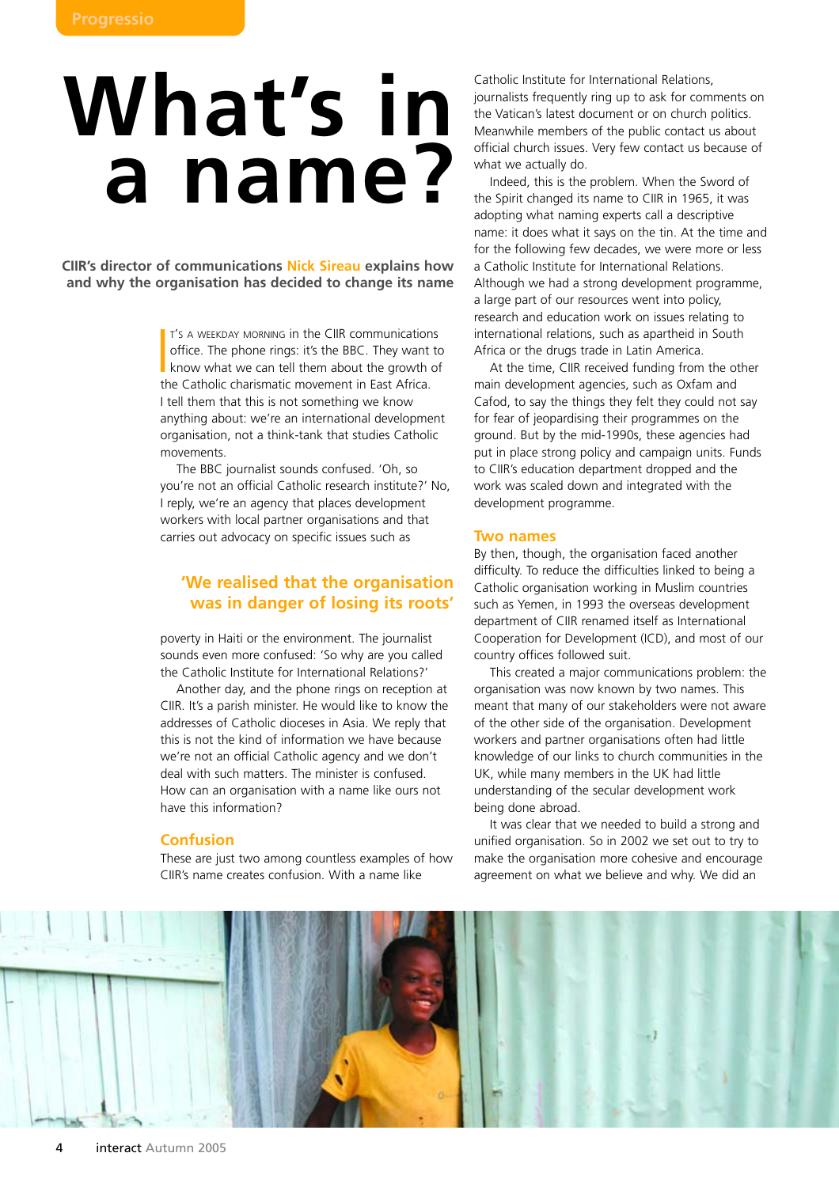# What's in a name?

**CIIR's director of communications Nick Sireau explains how and why the organisation has decided to change its name**

IT'S A WEEKDAY MORNING in the CIIR communications office. The phone rings: it's the BBC. They want to know what we can tell them about the growth of the Catholic charismatic movement in East Africa. I tell them that this is not something we know anything about: we're an international development organisation, not a think-tank that studies Catholic movements.

The BBC journalist sounds confused. 'Oh, so you're not an official Catholic research institute?' No, I reply, we're an agency that places development workers with local partner organisations and that carries out advocacy on specific issues such as poverty in Haiti or the environment. The journalist sounds even more confused: 'So why are you called the Catholic Institute for International Relations?'

> 'We realised that the organisation was in danger of losing its roots'

Another day, and the phone rings on reception at CIIR. It's a parish minister. He would like to know the addresses of Catholic dioceses in Asia. We reply that this is not the kind of information we have because we're not an official Catholic agency and we don't deal with such matters. The minister is confused. How can an organisation with a name like ours not have this information?

## Confusion

These are just two among countless examples of how CIIR's name creates confusion. With a name like Catholic Institute for International Relations, journalists frequently ring up to ask for comments on the Vatican's latest document or on church politics. Meanwhile members of the public contact us about official church issues. Very few contact us because of what we actually do.

Indeed, this is the problem. When the Sword of the Spirit changed its name to CIIR in 1965, it was adopting what naming experts call a descriptive name: it does what it says on the tin. At the time and for the following few decades, we were more or less a Catholic Institute for International Relations. Although we had a strong development programme, a large part of our resources went into policy, research and education work on issues relating to international relations, such as apartheid in South Africa or the drugs trade in Latin America.

At the time, CIIR received funding from the other main development agencies, such as Oxfam and Cafod, to say the things they felt they could not say for fear of jeopardising their programmes on the ground. But by the mid-1990s, these agencies had put in place strong policy and campaign units. Funds to CIIR's education department dropped and the work was scaled down and integrated with the development programme.

## Two names

By then, though, the organisation faced another difficulty. To reduce the difficulties linked to being a Catholic organisation working in Muslim countries such as Yemen, in 1993 the overseas development department of CIIR renamed itself as International Cooperation for Development (ICD), and most of our country offices followed suit.

This created a major communications problem: the organisation was now known by two names. This meant that many of our stakeholders were not aware of the other side of the organisation. Development workers and partner organisations often had little knowledge of our links to church communities in the UK, while many members in the UK had little understanding of the secular development work being done abroad.

It was clear that we needed to build a strong and unified organisation. So in 2002 we set out to try to make the organisation more cohesive and encourage agreement on what we believe and why. We did an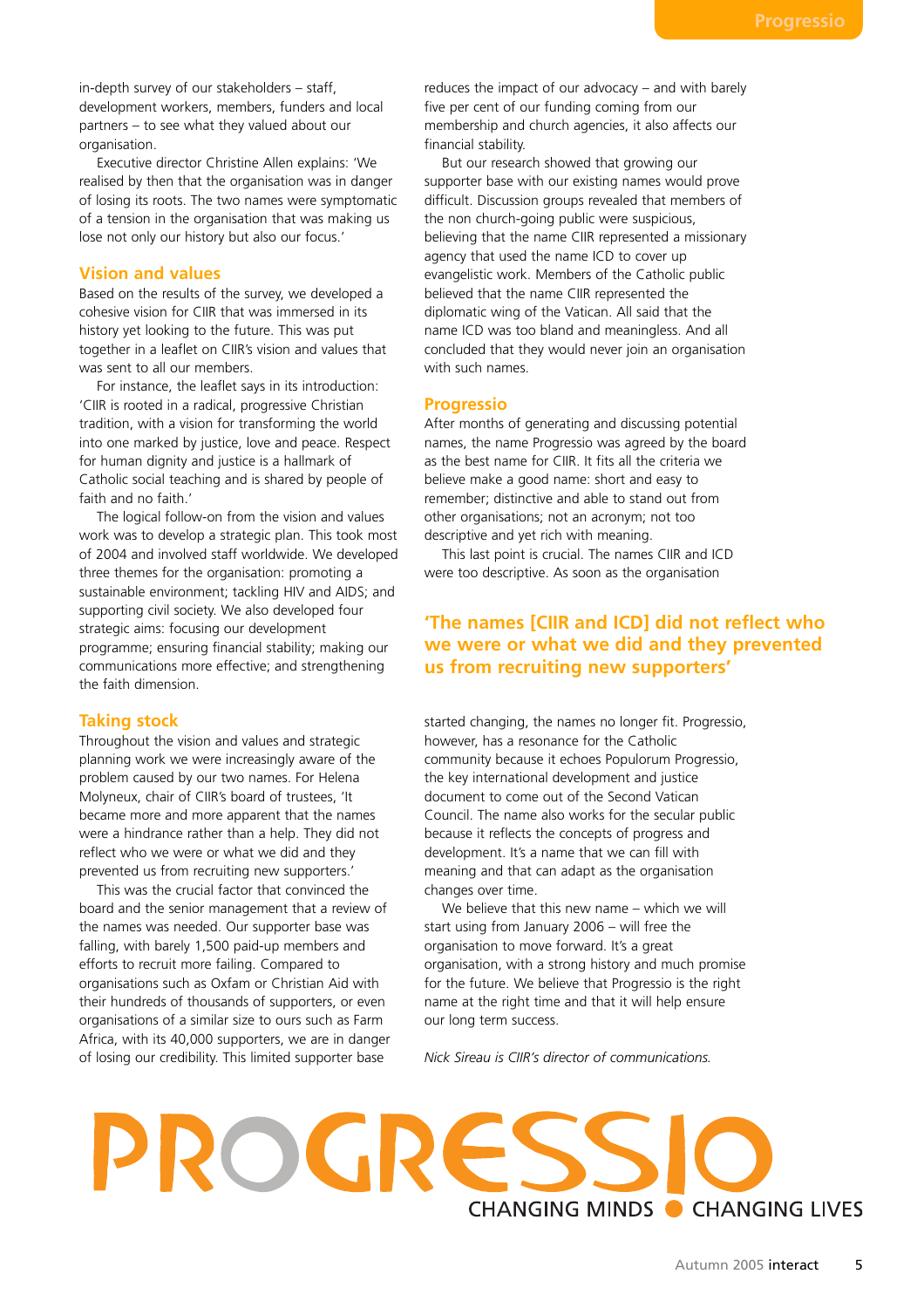in-depth survey of our stakeholders – staff, development workers, members, funders and local partners – to see what they valued about our organisation.

Executive director Christine Allen explains: 'We realised by then that the organisation was in danger of losing its roots. The two names were symptomatic of a tension in the organisation that was making us lose not only our history but also our focus.'

## Vision and values

Based on the results of the survey, we developed a cohesive vision for CIIR that was immersed in its history yet looking to the future. This was put together in a leaflet on CIIR's vision and values that was sent to all our members.

For instance, the leaflet says in its introduction: 'CIIR is rooted in a radical, progressive Christian tradition, with a vision for transforming the world into one marked by justice, love and peace. Respect for human dignity and justice is a hallmark of Catholic social teaching and is shared by people of faith and no faith.'

The logical follow-on from the vision and values work was to develop a strategic plan. This took most of 2004 and involved staff worldwide. We developed three themes for the organisation: promoting a sustainable environment; tackling HIV and AIDS; and supporting civil society. We also developed four strategic aims: focusing our development programme; ensuring financial stability; making our communications more effective; and strengthening the faith dimension.

## Taking stock

Throughout the vision and values and strategic planning work we were increasingly aware of the problem caused by our two names. For Helena Molyneux, chair of CIIR's board of trustees, 'It became more and more apparent that the names were a hindrance rather than a help. They did not reflect who we were or what we did and they prevented us from recruiting new supporters.'

This was the crucial factor that convinced the board and the senior management that a review of the names was needed. Our supporter base was falling, with barely 1,500 paid-up members and efforts to recruit more failing. Compared to organisations such as Oxfam or Christian Aid with their hundreds of thousands of supporters, or even organisations of a similar size to ours such as Farm Africa, with its 40,000 supporters, we are in danger of losing our credibility. This limited supporter base reduces the impact of our advocacy – and with barely five per cent of our funding coming from our membership and church agencies, it also affects our financial stability.

But our research showed that growing our supporter base with our existing names would prove difficult. Discussion groups revealed that members of the non church-going public were suspicious, believing that the name CIIR represented a missionary agency that used the name ICD to cover up evangelistic work. Members of the Catholic public believed that the name CIIR represented the diplomatic wing of the Vatican. All said that the name ICD was too bland and meaningless. And all concluded that they would never join an organisation with such names.

## Progressio

After months of generating and discussing potential names, the name Progressio was agreed by the board as the best name for CIIR. It fits all the criteria we believe make a good name: short and easy to remember; distinctive and able to stand out from other organisations; not an acronym; not too descriptive and yet rich with meaning.

This last point is crucial. The names CIIR and ICD were too descriptive. As soon as the organisation started changing, the names no longer fit. Progressio, however, has a resonance for the Catholic community because it echoes Populorum Progressio, the key international development and justice document to come out of the Second Vatican Council. The name also works for the secular public because it reflects the concepts of progress and development. It's a name that we can fill with meaning and that can adapt as the organisation changes over time.

> **'The names [CIIR and ICD] did not reflect who we were or what we did and they prevented us from recruiting new supporters'**

We believe that this new name – which we will start using from January 2006 – will free the organisation to move forward. It's a great organisation, with a strong history and much promise for the future. We believe that Progressio is the right name at the right time and that it will help ensure our long term success.

*Nick Sireau is CIIR's director of communications.*

PROGRESSIO
CHANGING MINDS ● CHANGING LIVES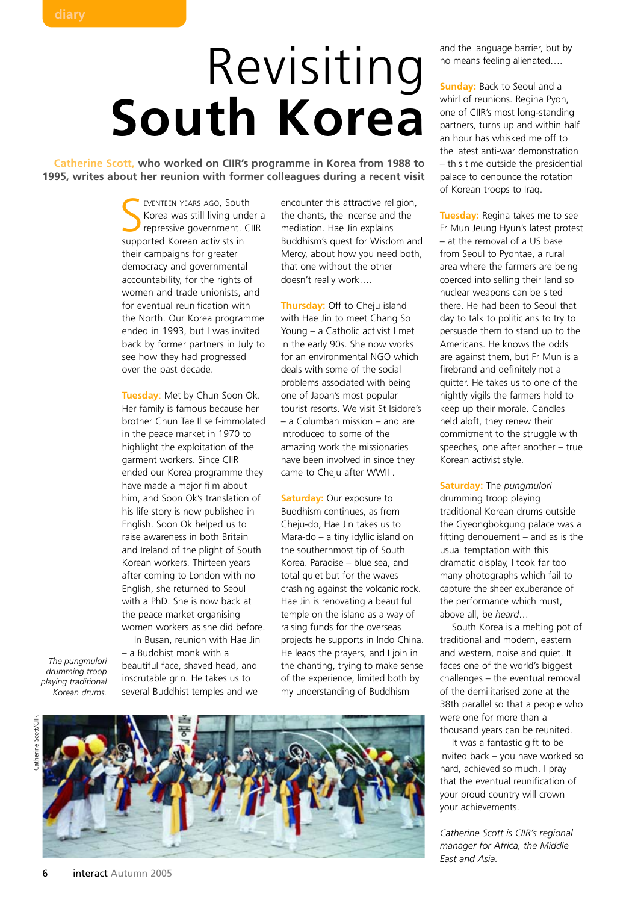# Revisiting South Korea

**Catherine Scott, who worked on CIIR's programme in Korea from 1988 to 1995, writes about her reunion with former colleagues during a recent visit**

SEVENTEEN YEARS AGO, South Korea was still living under a repressive government. CIIR supported Korean activists in their campaigns for greater democracy and governmental accountability, for the rights of women and trade unionists, and for eventual reunification with the North. Our Korea programme ended in 1993, but I was invited back by former partners in July to see how they had progressed over the past decade.

**Tuesday**: Met by Chun Soon Ok. Her family is famous because her brother Chun Tae Il self-immolated in the peace market in 1970 to highlight the exploitation of the garment workers. Since CIIR ended our Korea programme they have made a major film about him, and Soon Ok's translation of his life story is now published in English. Soon Ok helped us to raise awareness in both Britain and Ireland of the plight of South Korean workers. Thirteen years after coming to London with no English, she returned to Seoul with a PhD. She is now back at the peace market organising women workers as she did before.

In Busan, reunion with Hae Jin – a Buddhist monk with a beautiful face, shaved head, and inscrutable grin. He takes us to several Buddhist temples and we encounter this attractive religion, the chants, the incense and the mediation. Hae Jin explains Buddhism's quest for Wisdom and Mercy, about how you need both, that one without the other doesn't really work….

**Thursday:** Off to Cheju island with Hae Jin to meet Chang So Young – a Catholic activist I met in the early 90s. She now works for an environmental NGO which deals with some of the social problems associated with being one of Japan's most popular tourist resorts. We visit St Isidore's – a Columban mission – and are introduced to some of the amazing work the missionaries have been involved in since they came to Cheju after WWII .

**Saturday:** Our exposure to Buddhism continues, as from Cheju-do, Hae Jin takes us to Mara-do – a tiny idyllic island on the southernmost tip of South Korea. Paradise – blue sea, and total quiet but for the waves crashing against the volcanic rock. Hae Jin is renovating a beautiful temple on the island as a way of raising funds for the overseas projects he supports in Indo China. He leads the prayers, and I join in the chanting, trying to make sense of the experience, limited both by my understanding of Buddhism and the language barrier, but by no means feeling alienated….

**Sunday:** Back to Seoul and a whirl of reunions. Regina Pyon, one of CIIR's most long-standing partners, turns up and within half an hour has whisked me off to the latest anti-war demonstration – this time outside the presidential palace to denounce the rotation of Korean troops to Iraq.

**Tuesday:** Regina takes me to see Fr Mun Jeung Hyun's latest protest – at the removal of a US base from Seoul to Pyontae, a rural area where the farmers are being coerced into selling their land so nuclear weapons can be sited there. He had been to Seoul that day to talk to politicians to try to persuade them to stand up to the Americans. He knows the odds are against them, but Fr Mun is a firebrand and definitely not a quitter. He takes us to one of the nightly vigils the farmers hold to keep up their morale. Candles held aloft, they renew their commitment to the struggle with speeches, one after another – true Korean activist style.

**Saturday:** The *pungmulori* drumming troop playing traditional Korean drums outside the Gyeongbokgung palace was a fitting denouement – and as is the usual temptation with this dramatic display, I took far too many photographs which fail to capture the sheer exuberance of the performance which must, above all, be *heard*…

South Korea is a melting pot of traditional and modern, eastern and western, noise and quiet. It faces one of the world's biggest challenges – the eventual removal of the demilitarised zone at the 38th parallel so that a people who were one for more than a thousand years can be reunited.

It was a fantastic gift to be invited back – you have worked so hard, achieved so much. I pray that the eventual reunification of your proud country will crown your achievements.

*The pungmulori drumming troop playing traditional Korean drums.*

Catherine Scott/CIIR

*Catherine Scott is CIIR's regional manager for Africa, the Middle East and Asia.*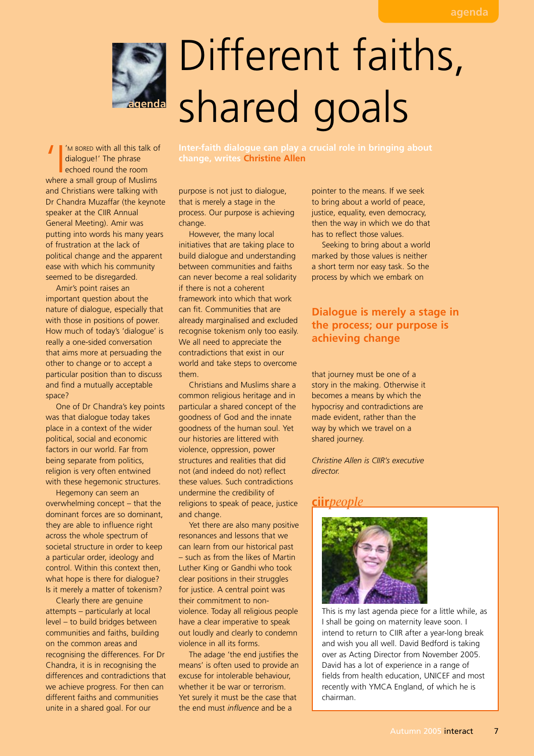# Different faiths, shared goals

**Inter-faith dialogue can play a crucial role in bringing about change, writes Christine Allen**

'I'M BORED with all this talk of dialogue!' The phrase echoed round the room where a small group of Muslims and Christians were talking with Dr Chandra Muzaffar (the keynote speaker at the CIIR Annual General Meeting). Amir was putting into words his many years of frustration at the lack of political change and the apparent ease with which his community seemed to be disregarded.

Amir's point raises an important question about the nature of dialogue, especially that with those in positions of power. How much of today's 'dialogue' is really a one-sided conversation that aims more at persuading the other to change or to accept a particular position than to discuss and find a mutually acceptable space?

One of Dr Chandra's key points was that dialogue today takes place in a context of the wider political, social and economic factors in our world. Far from being separate from politics, religion is very often entwined with these hegemonic structures.

Hegemony can seem an overwhelming concept – that the dominant forces are so dominant, they are able to influence right across the whole spectrum of societal structure in order to keep a particular order, ideology and control. Within this context then, what hope is there for dialogue? Is it merely a matter of tokenism?

Clearly there are genuine attempts – particularly at local level – to build bridges between communities and faiths, building on the common areas and recognising the differences. For Dr Chandra, it is in recognising the differences and contradictions that we achieve progress. For then can different faiths and communities unite in a shared goal. For our purpose is not just to dialogue, that is merely a stage in the process. Our purpose is achieving change.

However, the many local initiatives that are taking place to build dialogue and understanding between communities and faiths can never become a real solidarity if there is not a coherent framework into which that work can fit. Communities that are already marginalised and excluded recognise tokenism only too easily. We all need to appreciate the contradictions that exist in our world and take steps to overcome them.

Christians and Muslims share a common religious heritage and in particular a shared concept of the goodness of God and the innate goodness of the human soul. Yet our histories are littered with violence, oppression, power structures and realities that did not (and indeed do not) reflect these values. Such contradictions undermine the credibility of religions to speak of peace, justice and change.

Yet there are also many positive resonances and lessons that we can learn from our historical past – such as from the likes of Martin Luther King or Gandhi who took clear positions in their struggles for justice. A central point was their commitment to non-violence. Today all religious people have a clear imperative to speak out loudly and clearly to condemn violence in all its forms.

The adage 'the end justifies the means' is often used to provide an excuse for intolerable behaviour, whether it be war or terrorism. Yet surely it must be the case that the end must *influence* and be a pointer to the means. If we seek to bring about a world of peace, justice, equality, even democracy, then the way in which we do that has to reflect those values.

Seeking to bring about a world marked by those values is neither a short term nor easy task. So the process by which we embark on

**Dialogue is merely a stage in the process; our purpose is achieving change**

that journey must be one of a story in the making. Otherwise it becomes a means by which the hypocrisy and contradictions are made evident, rather than the way by which we travel on a shared journey.

*Christine Allen is CIIR's executive director.*

## ciir*people*

This is my last agenda piece for a little while, as I shall be going on maternity leave soon. I intend to return to CIIR after a year-long break and wish you all well. David Bedford is taking over as Acting Director from November 2005. David has a lot of experience in a range of fields from health education, UNICEF and most recently with YMCA England, of which he is chairman.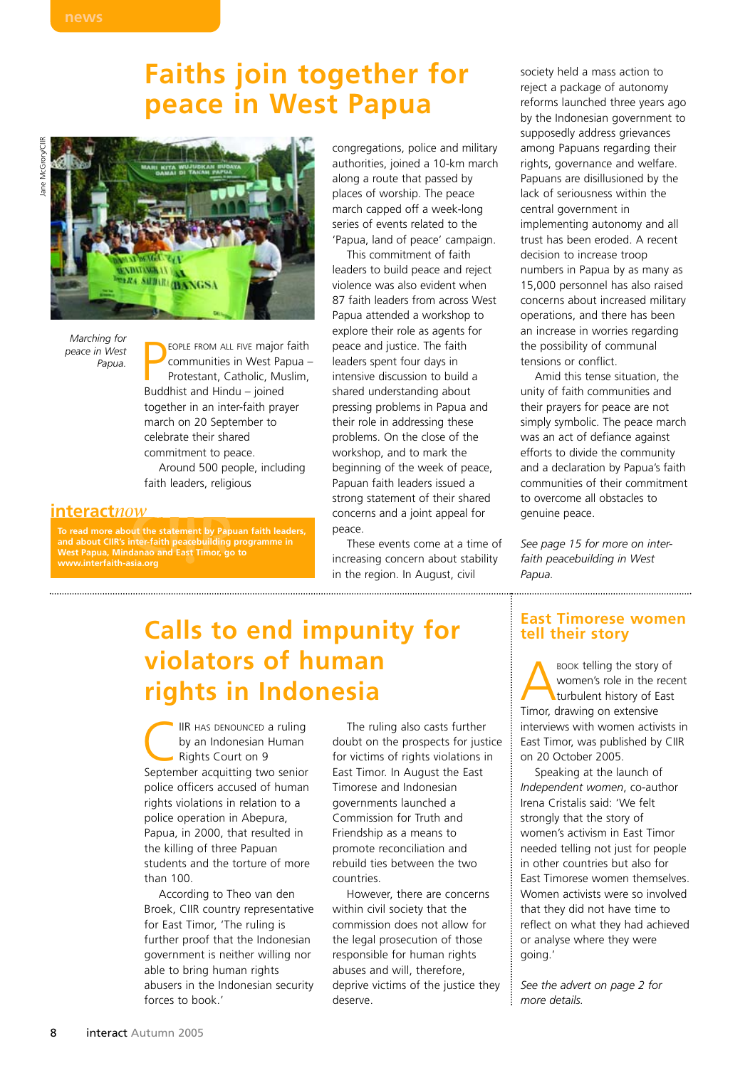# Faths join together for peace in West Papua

Jane McGrory/CIIR

*Marching for peace in West Papua.*

People from all five major faith communities in West Papua – Protestant, Catholic, Muslim, Buddhist and Hindu – joined together in an inter-faith prayer march on 20 September to celebrate their shared commitment to peace.

Around 500 people, including faith leaders, religious congregations, police and military authorities, joined a 10-km march along a route that passed by places of worship. The peace march capped off a week-long series of events related to the 'Papua, land of peace' campaign.

This commitment of faith leaders to build peace and reject violence was also evident when 87 faith leaders from across West Papua attended a workshop to explore their role as agents for peace and justice. The faith leaders spent four days in intensive discussion to build a shared understanding about pressing problems in Papua and their role in addressing these problems. On the close of the workshop, and to mark the beginning of the week of peace, Papuan faith leaders issued a strong statement of their shared concerns and a joint appeal for peace.

These events come at a time of increasing concern about stability in the region. In August, civil society held a mass action to reject a package of autonomy reforms launched three years ago by the Indonesian government to supposedly address grievances among Papuans regarding their rights, governance and welfare. Papuans are disillusioned by the lack of seriousness within the central government in implementing autonomy and all trust has been eroded. A recent decision to increase troop numbers in Papua by as many as 15,000 personnel has also raised concerns about increased military operations, and there has been an increase in worries regarding the possibility of communal tensions or conflict.

Amid this tense situation, the unity of faith communities and their prayers for peace are not simply symbolic. The peace march was an act of defiance against efforts to divide the community and a declaration by Papua's faith communities of their commitment to overcome all obstacles to genuine peace.

*See page 15 for more on inter-faith peacebuilding in West Papua.*

**interact*now***

**To read more about the statement by Papuan faith leaders, and about CIIR's inter-faith peacebuilding programme in West Papua, Mindanao and East Timor, go to www.interfaith-asia.org**

# Calls to end impunity for violators of human rights in Indonesia

CIIR has denounced a ruling by an Indonesian Human Rights Court on 9 September acquitting two senior police officers accused of human rights violations in relation to a police operation in Abepura, Papua, in 2000, that resulted in the killing of three Papuan students and the torture of more than 100.

According to Theo van den Broek, CIIR country representative for East Timor, 'The ruling is further proof that the Indonesian government is neither willing nor able to bring human rights abusers in the Indonesian security forces to book.'

The ruling also casts further doubt on the prospects for justice for victims of rights violations in East Timor. In August the East Timorese and Indonesian governments launched a Commission for Truth and Friendship as a means to promote reconciliation and rebuild ties between the two countries.

However, there are concerns within civil society that the commission does not allow for the legal prosecution of those responsible for human rights abuses and will, therefore, deprive victims of the justice they deserve.

## East Timorese women tell their story

A book telling the story of women's role in the recent turbulent history of East Timor, drawing on extensive interviews with women activists in East Timor, was published by CIIR on 20 October 2005.

Speaking at the launch of *Independent women*, co-author Irena Cristalis said: 'We felt strongly that the story of women's activism in East Timor needed telling not just for people in other countries but also for East Timorese women themselves. Women activists were so involved that they did not have time to reflect on what they had achieved or analyse where they were going.'

*See the advert on page 2 for more details.*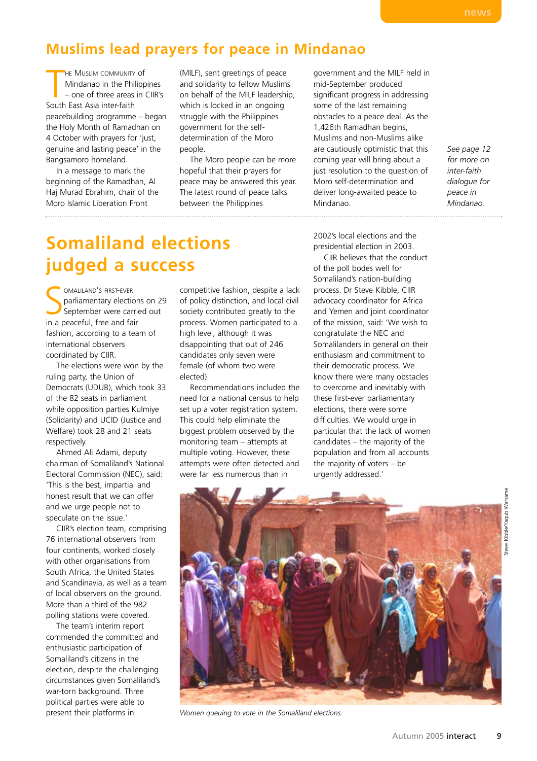## Muslims lead prayers for peace in Mindanao

The Muslim community of Mindanao in the Philippines – one of three areas in CIIR's South East Asia inter-faith peacebuilding programme – began the Holy Month of Ramadhan on 4 October with prayers for 'just, genuine and lasting peace' in the Bangsamoro homeland.

In a message to mark the beginning of the Ramadhan, Al Haj Murad Ebrahim, chair of the Moro Islamic Liberation Front (MILF), sent greetings of peace and solidarity to fellow Muslims on behalf of the MILF leadership, which is locked in an ongoing struggle with the Philippines government for the self-determination of the Moro people.

The Moro people can be more hopeful that their prayers for peace may be answered this year. The latest round of peace talks between the Philippines government and the MILF held in mid-September produced significant progress in addressing some of the last remaining obstacles to a peace deal. As the 1,426th Ramadhan begins, Muslims and non-Muslims alike are cautiously optimistic that this coming year will bring about a just resolution to the question of Moro self-determination and deliver long-awaited peace to Mindanao.

*See page 12 for more on inter-faith dialogue for peace in Mindanao.*

## Somaliland elections judged a success

Somaliland's first-ever parliamentary elections on 29 September were carried out in a peaceful, free and fair fashion, according to a team of international observers coordinated by CIIR.

The elections were won by the ruling party, the Union of Democrats (UDUB), which took 33 of the 82 seats in parliament while opposition parties Kulmiye (Solidarity) and UCID (Justice and Welfare) took 28 and 21 seats respectively.

Ahmed Ali Adami, deputy chairman of Somaliland's National Electoral Commission (NEC), said: 'This is the best, impartial and honest result that we can offer and we urge people not to speculate on the issue.'

CIIR's election team, comprising 76 international observers from four continents, worked closely with other organisations from South Africa, the United States and Scandinavia, as well as a team of local observers on the ground. More than a third of the 982 polling stations were covered.

The team's interim report commended the committed and enthusiastic participation of Somaliland's citizens in the election, despite the challenging circumstances given Somaliland's war-torn background. Three political parties were able to present their platforms in competitive fashion, despite a lack of policy distinction, and local civil society contributed greatly to the process. Women participated to a high level, although it was disappointing that out of 246 candidates only seven were female (of whom two were elected).

Recommendations included the need for a national census to help set up a voter registration system. This could help eliminate the biggest problem observed by the monitoring team – attempts at multiple voting. However, these attempts were often detected and were far less numerous than in 2002's local elections and the presidential election in 2003.

CIIR believes that the conduct of the poll bodes well for Somaliland's nation-building process. Dr Steve Kibble, CIIR advocacy coordinator for Africa and Yemen and joint coordinator of the mission, said: 'We wish to congratulate the NEC and Somalilanders in general on their enthusiasm and commitment to their democratic process. We know there were many obstacles to overcome and inevitably with these first-ever parliamentary elections, there were some difficulties. We would urge in particular that the lack of women candidates – the majority of the population and from all accounts the majority of voters – be urgently addressed.'

Steve Kibble/Yaqub Warsame

*Women queuing to vote in the Somaliland elections.*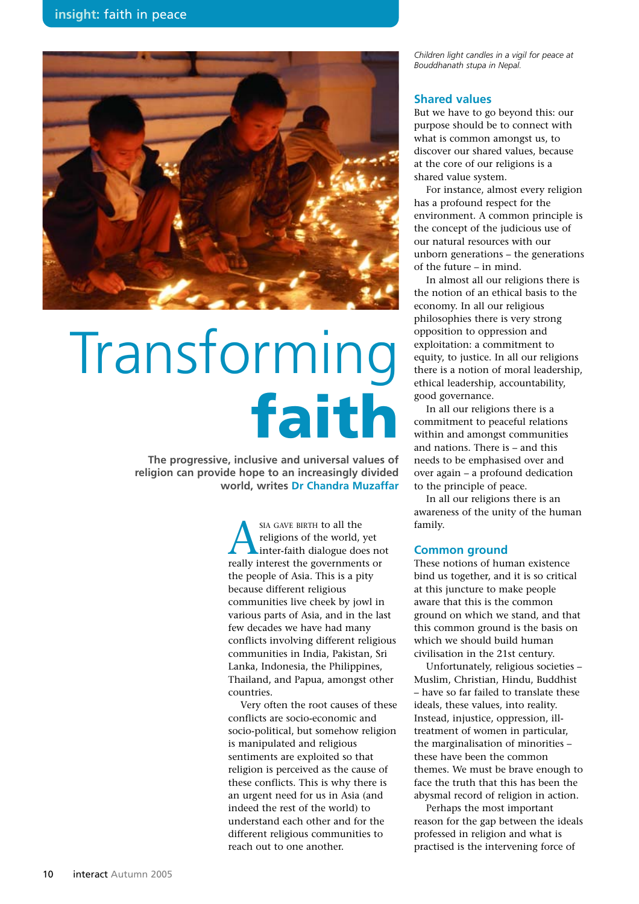# Transforming **faith**

**The progressive, inclusive and universal values of religion can provide hope to an increasingly divided world, writes Dr Chandra Muzaffar**

Asia gave birth to all the religions of the world, yet inter-faith dialogue does not really interest the governments or the people of Asia. This is a pity because different religious communities live cheek by jowl in various parts of Asia, and in the last few decades we have had many conflicts involving different religious communities in India, Pakistan, Sri Lanka, Indonesia, the Philippines, Thailand, and Papua, amongst other countries.

Very often the root causes of these conflicts are socio-economic and socio-political, but somehow religion is manipulated and religious sentiments are exploited so that religion is perceived as the cause of these conflicts. This is why there is an urgent need for us in Asia (and indeed the rest of the world) to understand each other and for the different religious communities to reach out to one another.

*Children light candles in a vigil for peace at Bouddhanath stupa in Nepal.*

## Shared values

But we have to go beyond this: our purpose should be to connect with what is common amongst us, to discover our shared values, because at the core of our religions is a shared value system.

For instance, almost every religion has a profound respect for the environment. A common principle is the concept of the judicious use of our natural resources with our unborn generations – the generations of the future – in mind.

In almost all our religions there is the notion of an ethical basis to the economy. In all our religious philosophies there is very strong opposition to oppression and exploitation: a commitment to equity, to justice. In all our religions there is a notion of moral leadership, ethical leadership, accountability, good governance.

In all our religions there is a commitment to peaceful relations within and amongst communities and nations. There is – and this needs to be emphasised over and over again – a profound dedication to the principle of peace.

In all our religions there is an awareness of the unity of the human family.

## Common ground

These notions of human existence bind us together, and it is so critical at this juncture to make people aware that this is the common ground on which we stand, and that this common ground is the basis on which we should build human civilisation in the 21st century.

Unfortunately, religious societies – Muslim, Christian, Hindu, Buddhist – have so far failed to translate these ideals, these values, into reality. Instead, injustice, oppression, ill-treatment of women in particular, the marginalisation of minorities – these have been the common themes. We must be brave enough to face the truth that this has been the abysmal record of religion in action.

Perhaps the most important reason for the gap between the ideals professed in religion and what is practised is the intervening force of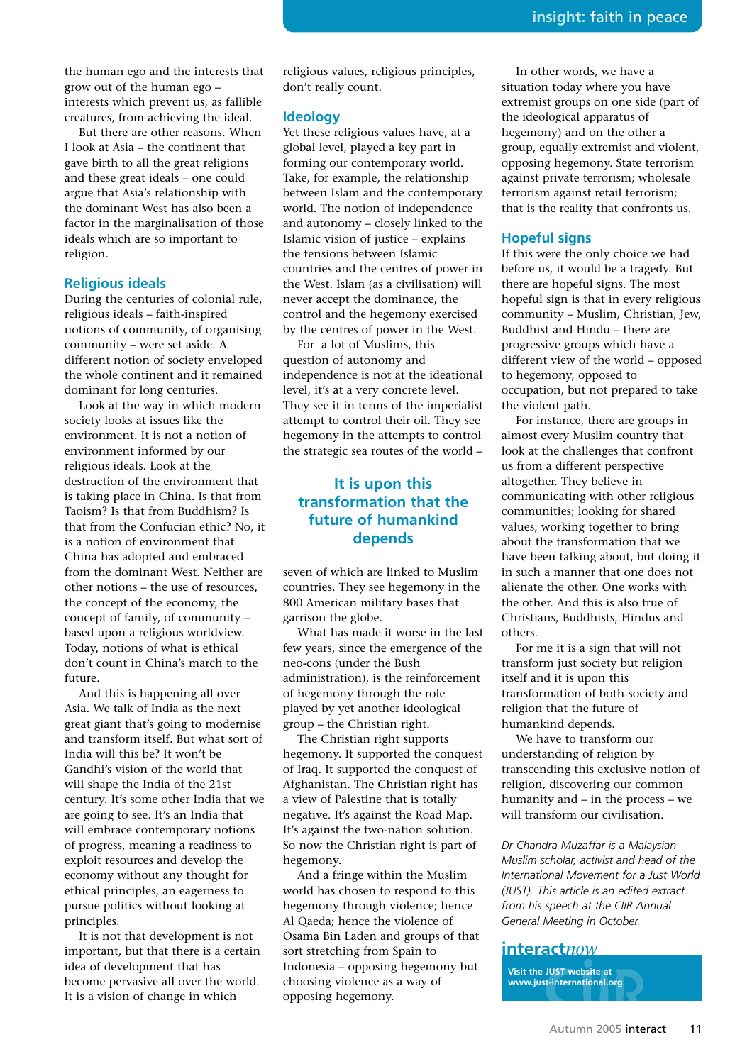the human ego and the interests that grow out of the human ego – interests which prevent us, as fallible creatures, from achieving the ideal.

But there are other reasons. When I look at Asia – the continent that gave birth to all the great religions and these great ideals – one could argue that Asia's relationship with the dominant West has also been a factor in the marginalisation of those ideals which are so important to religion.

## Religious ideals

During the centuries of colonial rule, religious ideals – faith-inspired notions of community, of organising community – were set aside. A different notion of society enveloped the whole continent and it remained dominant for long centuries.

Look at the way in which modern society looks at issues like the environment. It is not a notion of environment informed by our religious ideals. Look at the destruction of the environment that is taking place in China. Is that from Taoism? Is that from Buddhism? Is that from the Confucian ethic? No, it is a notion of environment that China has adopted and embraced from the dominant West. Neither are other notions – the use of resources, the concept of the economy, the concept of family, of community – based upon a religious worldview. Today, notions of what is ethical don't count in China's march to the future.

And this is happening all over Asia. We talk of India as the next great giant that's going to modernise and transform itself. But what sort of India will this be? It won't be Gandhi's vision of the world that will shape the India of the 21st century. It's some other India that we are going to see. It's an India that will embrace contemporary notions of progress, meaning a readiness to exploit resources and develop the economy without any thought for ethical principles, an eagerness to pursue politics without looking at principles.

It is not that development is not important, but that there is a certain idea of development that has become pervasive all over the world. It is a vision of change in which religious values, religious principles, don't really count.

## Ideology

Yet these religious values have, at a global level, played a key part in forming our contemporary world. Take, for example, the relationship between Islam and the contemporary world. The notion of independence and autonomy – closely linked to the Islamic vision of justice – explains the tensions between Islamic countries and the centres of power in the West. Islam (as a civilisation) will never accept the dominance, the control and the hegemony exercised by the centres of power in the West.

For a lot of Muslims, this question of autonomy and independence is not at the ideational level, it's at a very concrete level. They see it in terms of the imperialist attempt to control their oil. They see hegemony in the attempts to control the strategic sea routes of the world – seven of which are linked to Muslim countries. They see hegemony in the 800 American military bases that garrison the globe.

> **It is upon this transformation that the future of humankind depends**

What has made it worse in the last few years, since the emergence of the neo-cons (under the Bush administration), is the reinforcement of hegemony through the role played by yet another ideological group – the Christian right.

The Christian right supports hegemony. It supported the conquest of Iraq. It supported the conquest of Afghanistan. The Christian right has a view of Palestine that is totally negative. It's against the Road Map. It's against the two-nation solution. So now the Christian right is part of hegemony.

And a fringe within the Muslim world has chosen to respond to this hegemony through violence; hence Al Qaeda; hence the violence of Osama Bin Laden and groups of that sort stretching from Spain to Indonesia – opposing hegemony but choosing violence as a way of opposing hegemony.

In other words, we have a situation today where you have extremist groups on one side (part of the ideological apparatus of hegemony) and on the other a group, equally extremist and violent, opposing hegemony. State terrorism against private terrorism; wholesale terrorism against retail terrorism; that is the reality that confronts us.

## Hopeful signs

If this were the only choice we had before us, it would be a tragedy. But there are hopeful signs. The most hopeful sign is that in every religious community – Muslim, Christian, Jew, Buddhist and Hindu – there are progressive groups which have a different view of the world – opposed to hegemony, opposed to occupation, but not prepared to take the violent path.

For instance, there are groups in almost every Muslim country that look at the challenges that confront us from a different perspective altogether. They believe in communicating with other religious communities; looking for shared values; working together to bring about the transformation that we have been talking about, but doing it in such a manner that one does not alienate the other. One works with the other. And this is also true of Christians, Buddhists, Hindus and others.

For me it is a sign that will not transform just society but religion itself and it is upon this transformation of both society and religion that the future of humankind depends.

We have to transform our understanding of religion by transcending this exclusive notion of religion, discovering our common humanity and – in the process – we will transform our civilisation.

*Dr Chandra Muzaffar is a Malaysian Muslim scholar, activist and head of the International Movement for a Just World (JUST). This article is an edited extract from his speech at the CIIR Annual General Meeting in October.*

**interactnow**

**Visit the JUST website at www.just-international.org**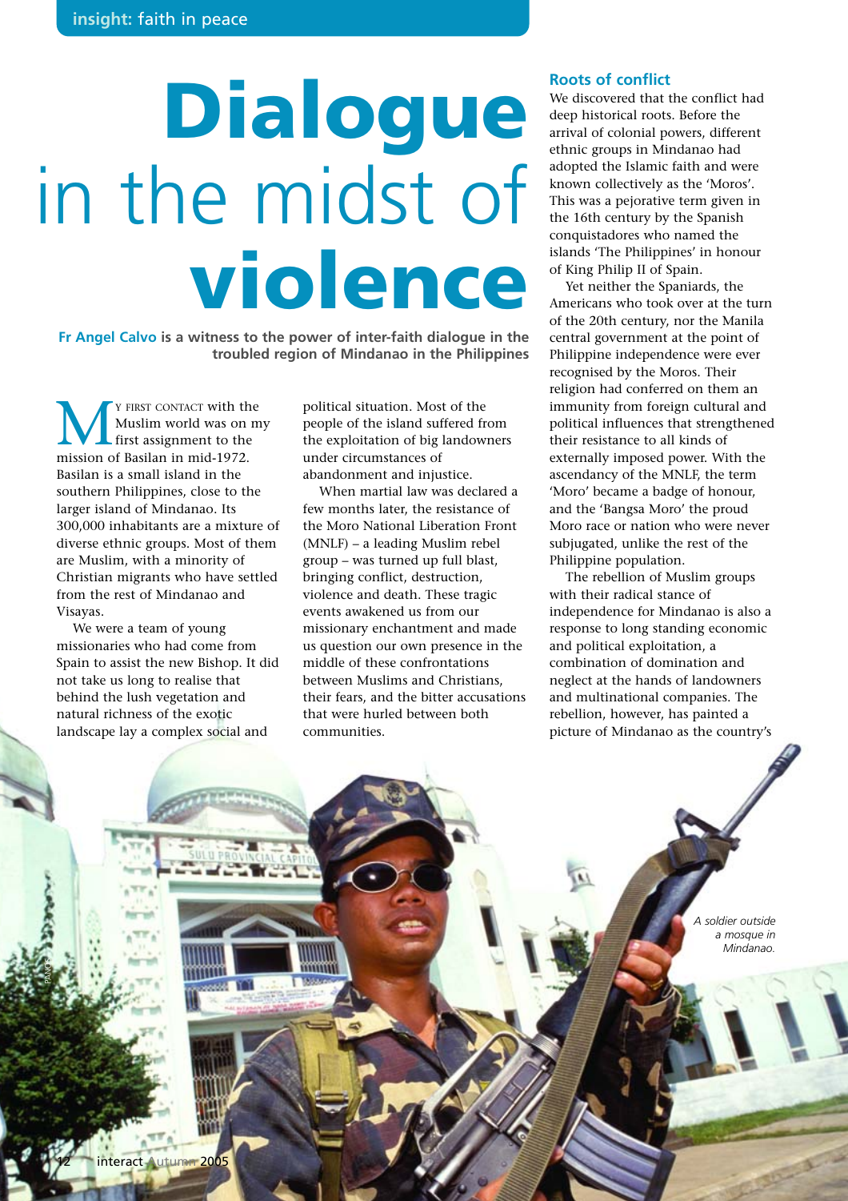# Dialogue in the midst of violence

**Fr Angel Calvo is a witness to the power of inter-faith dialogue in the troubled region of Mindanao in the Philippines**

My first contact with the Muslim world was on my first assignment to the mission of Basilan in mid-1972. Basilan is a small island in the southern Philippines, close to the larger island of Mindanao. Its 300,000 inhabitants are a mixture of diverse ethnic groups. Most of them are Muslim, with a minority of Christian migrants who have settled from the rest of Mindanao and Visayas.

We were a team of young missionaries who had come from Spain to assist the new Bishop. It did not take us long to realise that behind the lush vegetation and natural richness of the exotic landscape lay a complex social and political situation. Most of the people of the island suffered from the exploitation of big landowners under circumstances of abandonment and injustice.

When martial law was declared a few months later, the resistance of the Moro National Liberation Front (MNLF) – a leading Muslim rebel group – was turned up full blast, bringing conflict, destruction, violence and death. These tragic events awakened us from our missionary enchantment and made us question our own presence in the middle of these confrontations between Muslims and Christians, their fears, and the bitter accusations that were hurled between both communities.

## Roots of conflict

We discovered that the conflict had deep historical roots. Before the arrival of colonial powers, different ethnic groups in Mindanao had adopted the Islamic faith and were known collectively as the 'Moros'. This was a pejorative term given in the 16th century by the Spanish conquistadores who named the islands 'The Philippines' in honour of King Philip II of Spain.

Yet neither the Spaniards, the Americans who took over at the turn of the 20th century, nor the Manila central government at the point of Philippine independence were ever recognised by the Moros. Their religion had conferred on them an immunity from foreign cultural and political influences that strengthened their resistance to all kinds of externally imposed power. With the ascendancy of the MNLF, the term 'Moro' became a badge of honour, and the 'Bangsa Moro' the proud Moro race or nation who were never subjugated, unlike the rest of the Philippine population.

The rebellion of Muslim groups with their radical stance of independence for Mindanao is also a response to long standing economic and political exploitation, a combination of domination and neglect at the hands of landowners and multinational companies. The rebellion, however, has painted a picture of Mindanao as the country's

*A soldier outside a mosque in Mindanao.*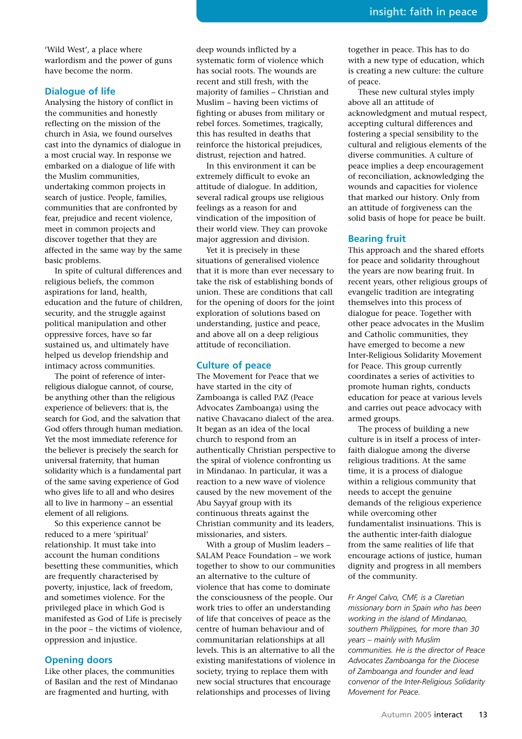'Wild West', a place where warlordism and the power of guns have become the norm.

## Dialogue of life

Analysing the history of conflict in the communities and honestly reflecting on the mission of the church in Asia, we found ourselves cast into the dynamics of dialogue in a most crucial way. In response we embarked on a dialogue of life with the Muslim communities, undertaking common projects in search of justice. People, families, communities that are confronted by fear, prejudice and recent violence, meet in common projects and discover together that they are affected in the same way by the same basic problems.

In spite of cultural differences and religious beliefs, the common aspirations for land, health, education and the future of children, security, and the struggle against political manipulation and other oppressive forces, have so far sustained us, and ultimately have helped us develop friendship and intimacy across communities.

The point of reference of inter-religious dialogue cannot, of course, be anything other than the religious experience of believers: that is, the search for God, and the salvation that God offers through human mediation. Yet the most immediate reference for the believer is precisely the search for universal fraternity, that human solidarity which is a fundamental part of the same saving experience of God who gives life to all and who desires all to live in harmony – an essential element of all religions.

So this experience cannot be reduced to a mere 'spiritual' relationship. It must take into account the human conditions besetting these communities, which are frequently characterised by poverty, injustice, lack of freedom, and sometimes violence. For the privileged place in which God is manifested as God of Life is precisely in the poor – the victims of violence, oppression and injustice.

## Opening doors

Like other places, the communities of Basilan and the rest of Mindanao are fragmented and hurting, with deep wounds inflicted by a systematic form of violence which has social roots. The wounds are recent and still fresh, with the majority of families – Christian and Muslim – having been victims of fighting or abuses from military or rebel forces. Sometimes, tragically, this has resulted in deaths that reinforce the historical prejudices, distrust, rejection and hatred.

In this environment it can be extremely difficult to evoke an attitude of dialogue. In addition, several radical groups use religious feelings as a reason for and vindication of the imposition of their world view. They can provoke major aggression and division.

Yet it is precisely in these situations of generalised violence that it is more than ever necessary to take the risk of establishing bonds of union. These are conditions that call for the opening of doors for the joint exploration of solutions based on understanding, justice and peace, and above all on a deep religious attitude of reconciliation.

## Culture of peace

The Movement for Peace that we have started in the city of Zamboanga is called PAZ (Peace Advocates Zamboanga) using the native Chavacano dialect of the area. It began as an idea of the local church to respond from an authentically Christian perspective to the spiral of violence confronting us in Mindanao. In particular, it was a reaction to a new wave of violence caused by the new movement of the Abu Sayyaf group with its continuous threats against the Christian community and its leaders, missionaries, and sisters.

With a group of Muslim leaders – SALAM Peace Foundation – we work together to show to our communities an alternative to the culture of violence that has come to dominate the consciousness of the people. Our work tries to offer an understanding of life that conceives of peace as the centre of human behaviour and of communitarian relationships at all levels. This is an alternative to all the existing manifestations of violence in society, trying to replace them with new social structures that encourage relationships and processes of living together in peace. This has to do with a new type of education, which is creating a new culture: the culture of peace.

These new cultural styles imply above all an attitude of acknowledgment and mutual respect, accepting cultural differences and fostering a special sensibility to the cultural and religious elements of the diverse communities. A culture of peace implies a deep encouragement of reconciliation, acknowledging the wounds and capacities for violence that marked our history. Only from an attitude of forgiveness can the solid basis of hope for peace be built.

## Bearing fruit

This approach and the shared efforts for peace and solidarity throughout the years are now bearing fruit. In recent years, other religious groups of evangelic tradition are integrating themselves into this process of dialogue for peace. Together with other peace advocates in the Muslim and Catholic communities, they have emerged to become a new Inter-Religious Solidarity Movement for Peace. This group currently coordinates a series of activities to promote human rights, conducts education for peace at various levels and carries out peace advocacy with armed groups.

The process of building a new culture is in itself a process of inter-faith dialogue among the diverse religious traditions. At the same time, it is a process of dialogue within a religious community that needs to accept the genuine demands of the religious experience while overcoming other fundamentalist insinuations. This is the authentic inter-faith dialogue from the same realities of life that encourage actions of justice, human dignity and progress in all members of the community.

*Fr Angel Calvo, CMF, is a Claretian missionary born in Spain who has been working in the island of Mindanao, southern Philippines, for more than 30 years – mainly with Muslim communities. He is the director of Peace Advocates Zamboanga for the Diocese of Zamboanga and founder and lead convenor of the Inter-Religious Solidarity Movement for Peace.*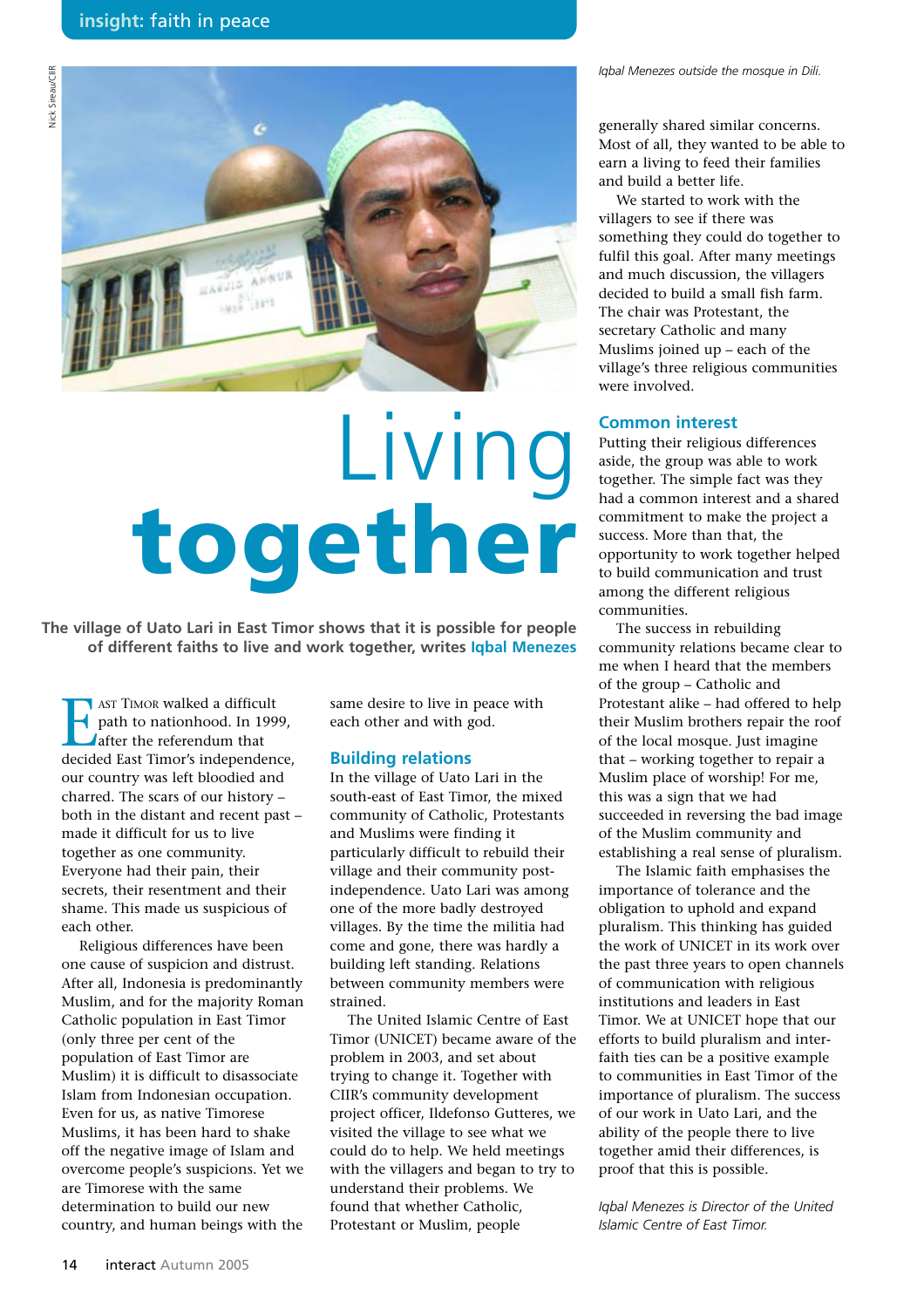# Living together

**The village of Uato Lari in East Timor shows that it is possible for people of different faiths to live and work together, writes Iqbal Menezes**

*Iqbal Menezes outside the mosque in Dili.*

East Timor walked a difficult path to nationhood. In 1999, after the referendum that decided East Timor's independence, our country was left bloodied and charred. The scars of our history – both in the distant and recent past – made it difficult for us to live together as one community. Everyone had their pain, their secrets, their resentment and their shame. This made us suspicious of each other.

Religious differences have been one cause of suspicion and distrust. After all, Indonesia is predominantly Muslim, and for the majority Roman Catholic population in East Timor (only three per cent of the population of East Timor are Muslim) it is difficult to disassociate Islam from Indonesian occupation. Even for us, as native Timorese Muslims, it has been hard to shake off the negative image of Islam and overcome people's suspicions. Yet we are Timorese with the same determination to build our new country, and human beings with the same desire to live in peace with each other and with god.

## Building relations

In the village of Uato Lari in the south-east of East Timor, the mixed community of Catholic, Protestants and Muslims were finding it particularly difficult to rebuild their village and their community post-independence. Uato Lari was among one of the more badly destroyed villages. By the time the militia had come and gone, there was hardly a building left standing. Relations between community members were strained.

The United Islamic Centre of East Timor (UNICET) became aware of the problem in 2003, and set about trying to change it. Together with CIIR's community development project officer, Ildefonso Gutteres, we visited the village to see what we could do to help. We held meetings with the villagers and began to try to understand their problems. We found that whether Catholic, Protestant or Muslim, people generally shared similar concerns. Most of all, they wanted to be able to earn a living to feed their families and build a better life.

We started to work with the villagers to see if there was something they could do together to fulfil this goal. After many meetings and much discussion, the villagers decided to build a small fish farm. The chair was Protestant, the secretary Catholic and many Muslims joined up – each of the village's three religious communities were involved.

## Common interest

Putting their religious differences aside, the group was able to work together. The simple fact was they had a common interest and a shared commitment to make the project a success. More than that, the opportunity to work together helped to build communication and trust among the different religious communities.

The success in rebuilding community relations became clear to me when I heard that the members of the group – Catholic and Protestant alike – had offered to help their Muslim brothers repair the roof of the local mosque. Just imagine that – working together to repair a Muslim place of worship! For me, this was a sign that we had succeeded in reversing the bad image of the Muslim community and establishing a real sense of pluralism.

The Islamic faith emphasises the importance of tolerance and the obligation to uphold and expand pluralism. This thinking has guided the work of UNICET in its work over the past three years to open channels of communication with religious institutions and leaders in East Timor. We at UNICET hope that our efforts to build pluralism and inter-faith ties can be a positive example to communities in East Timor of the importance of pluralism. The success of our work in Uato Lari, and the ability of the people there to live together amid their differences, is proof that this is possible.

*Iqbal Menezes is Director of the United Islamic Centre of East Timor.*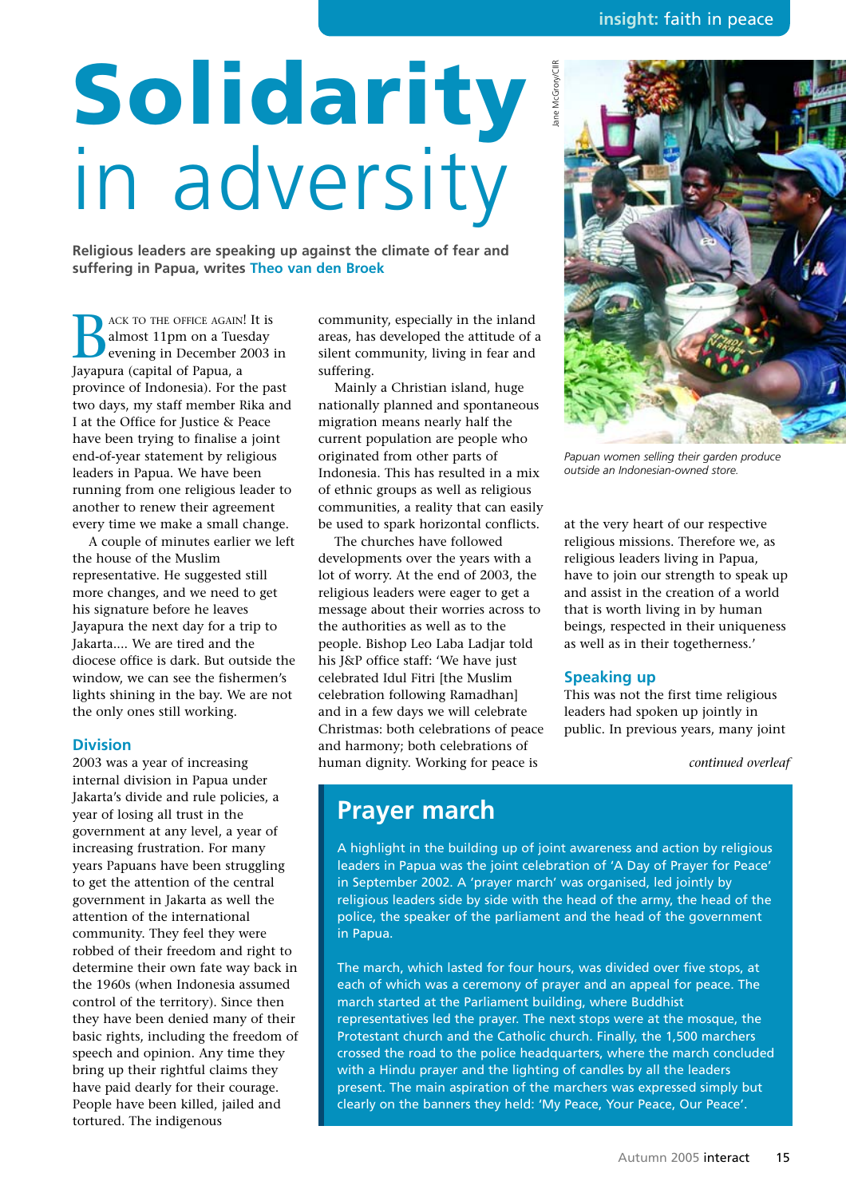# Solidarity in adversity

**Religious leaders are speaking up against the climate of fear and suffering in Papua, writes Theo van den Broek**

BACK TO THE OFFICE AGAIN! It is almost 11pm on a Tuesday evening in December 2003 in Jayapura (capital of Papua, a province of Indonesia). For the past two days, my staff member Rika and I at the Office for Justice & Peace have been trying to finalise a joint end-of-year statement by religious leaders in Papua. We have been running from one religious leader to another to renew their agreement every time we make a small change.

A couple of minutes earlier we left the house of the Muslim representative. He suggested still more changes, and we need to get his signature before he leaves Jayapura the next day for a trip to Jakarta.... We are tired and the diocese office is dark. But outside the window, we can see the fishermen's lights shining in the bay. We are not the only ones still working.

## Division

2003 was a year of increasing internal division in Papua under Jakarta's divide and rule policies, a year of losing all trust in the government at any level, a year of increasing frustration. For many years Papuans have been struggling to get the attention of the central government in Jakarta as well the attention of the international community. They feel they were robbed of their freedom and right to determine their own fate way back in the 1960s (when Indonesia assumed control of the territory). Since then they have been denied many of their basic rights, including the freedom of speech and opinion. Any time they bring up their rightful claims they have paid dearly for their courage. People have been killed, jailed and tortured. The indigenous community, especially in the inland areas, has developed the attitude of a silent community, living in fear and suffering.

Mainly a Christian island, huge nationally planned and spontaneous migration means nearly half the current population are people who originated from other parts of Indonesia. This has resulted in a mix of ethnic groups as well as religious communities, a reality that can easily be used to spark horizontal conflicts.

The churches have followed developments over the years with a lot of worry. At the end of 2003, the religious leaders were eager to get a message about their worries across to the authorities as well as to the people. Bishop Leo Laba Ladjar told his J&P office staff: 'We have just celebrated Idul Fitri [the Muslim celebration following Ramadhan] and in a few days we will celebrate Christmas: both celebrations of peace and harmony; both celebrations of human dignity. Working for peace is at the very heart of our respective religious missions. Therefore we, as religious leaders living in Papua, have to join our strength to speak up and assist in the creation of a world that is worth living in by human beings, respected in their uniqueness as well as in their togetherness.'

*Papuan women selling their garden produce outside an Indonesian-owned store.*

## Speaking up

This was not the first time religious leaders had spoken up jointly in public. In previous years, many joint

*continued overleaf*

## Prayer march

A highlight in the building up of joint awareness and action by religious leaders in Papua was the joint celebration of 'A Day of Prayer for Peace' in September 2002. A 'prayer march' was organised, led jointly by religious leaders side by side with the head of the army, the head of the police, the speaker of the parliament and the head of the government in Papua.

The march, which lasted for four hours, was divided over five stops, at each of which was a ceremony of prayer and an appeal for peace. The march started at the Parliament building, where Buddhist representatives led the prayer. The next stops were at the mosque, the Protestant church and the Catholic church. Finally, the 1,500 marchers crossed the road to the police headquarters, where the march concluded with a Hindu prayer and the lighting of candles by all the leaders present. The main aspiration of the marchers was expressed simply but clearly on the banners they held: 'My Peace, Your Peace, Our Peace'.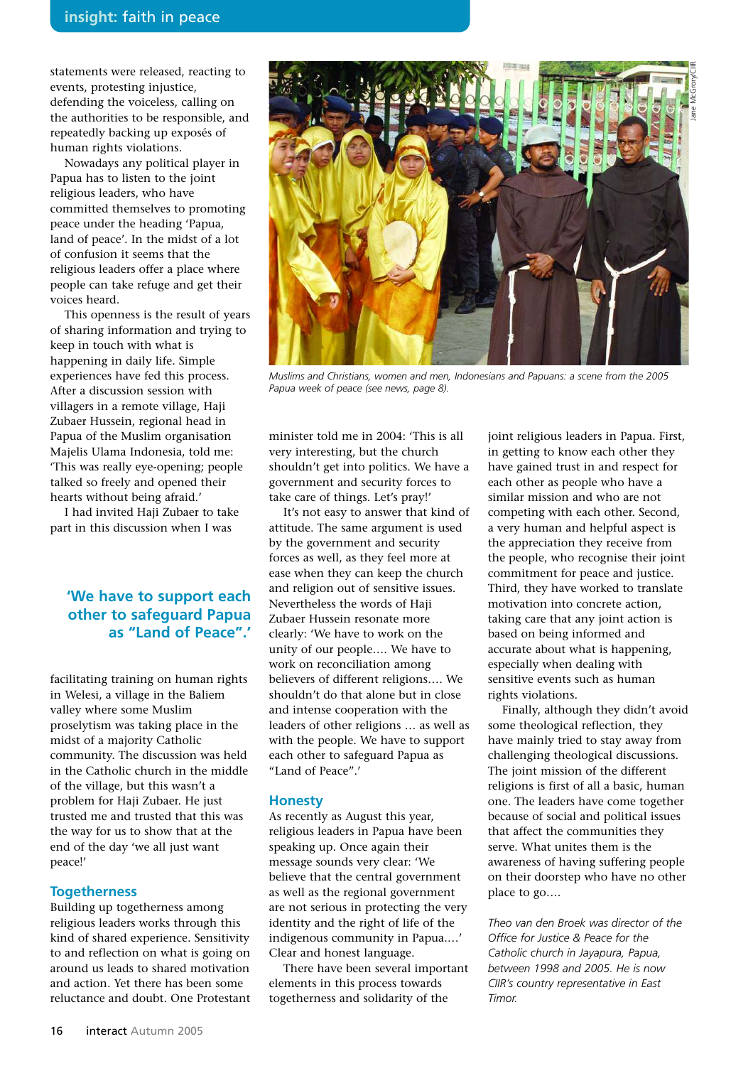statements were released, reacting to events, protesting injustice, defending the voiceless, calling on the authorities to be responsible, and repeatedly backing up exposés of human rights violations.

Nowadays any political player in Papua has to listen to the joint religious leaders, who have committed themselves to promoting peace under the heading 'Papua, land of peace'. In the midst of a lot of confusion it seems that the religious leaders offer a place where people can take refuge and get their voices heard.

This openness is the result of years of sharing information and trying to keep in touch with what is happening in daily life. Simple experiences have fed this process. After a discussion session with villagers in a remote village, Haji Zubaer Hussein, regional head in Papua of the Muslim organisation Majelis Ulama Indonesia, told me: 'This was really eye-opening; people talked so freely and opened their hearts without being afraid.'

I had invited Haji Zubaer to take part in this discussion when I was facilitating training on human rights in Welesi, a village in the Baliem valley where some Muslim proselytism was taking place in the midst of a majority Catholic community. The discussion was held in the Catholic church in the middle of the village, but this wasn't a problem for Haji Zubaer. He just trusted me and trusted that this was the way for us to show that at the end of the day 'we all just want peace!'

> 'We have to support each other to safeguard Papua as "Land of Peace".'

Muslims and Christians, women and men, Indonesians and Papuans: a scene from the 2005 Papua week of peace (see news, page 8).

## Togetherness

Building up togetherness among religious leaders works through this kind of shared experience. Sensitivity to and reflection on what is going on around us leads to shared motivation and action. Yet there has been some reluctance and doubt. One Protestant minister told me in 2004: 'This is all very interesting, but the church shouldn't get into politics. We have a government and security forces to take care of things. Let's pray!'

It's not easy to answer that kind of attitude. The same argument is used by the government and security forces as well, as they feel more at ease when they can keep the church and religion out of sensitive issues. Nevertheless the words of Haji Zubaer Hussein resonate more clearly: 'We have to work on the unity of our people…. We have to work on reconciliation among believers of different religions…. We shouldn't do that alone but in close and intense cooperation with the leaders of other religions … as well as with the people. We have to support each other to safeguard Papua as "Land of Peace".'

## Honesty

As recently as August this year, religious leaders in Papua have been speaking up. Once again their message sounds very clear: 'We believe that the central government as well as the regional government are not serious in protecting the very identity and the right of life of the indigenous community in Papua….' Clear and honest language.

There have been several important elements in this process towards togetherness and solidarity of the joint religious leaders in Papua. First, in getting to know each other they have gained trust in and respect for each other as people who have a similar mission and who are not competing with each other. Second, a very human and helpful aspect is the appreciation they receive from the people, who recognise their joint commitment for peace and justice. Third, they have worked to translate motivation into concrete action, taking care that any joint action is based on being informed and accurate about what is happening, especially when dealing with sensitive events such as human rights violations.

Finally, although they didn't avoid some theological reflection, they have mainly tried to stay away from challenging theological discussions. The joint mission of the different religions is first of all a basic, human one. The leaders have come together because of social and political issues that affect the communities they serve. What unites them is the awareness of having suffering people on their doorstep who have no other place to go….

*Theo van den Broek was director of the Office for Justice & Peace for the Catholic church in Jayapura, Papua, between 1998 and 2005. He is now CIIR's country representative in East Timor.*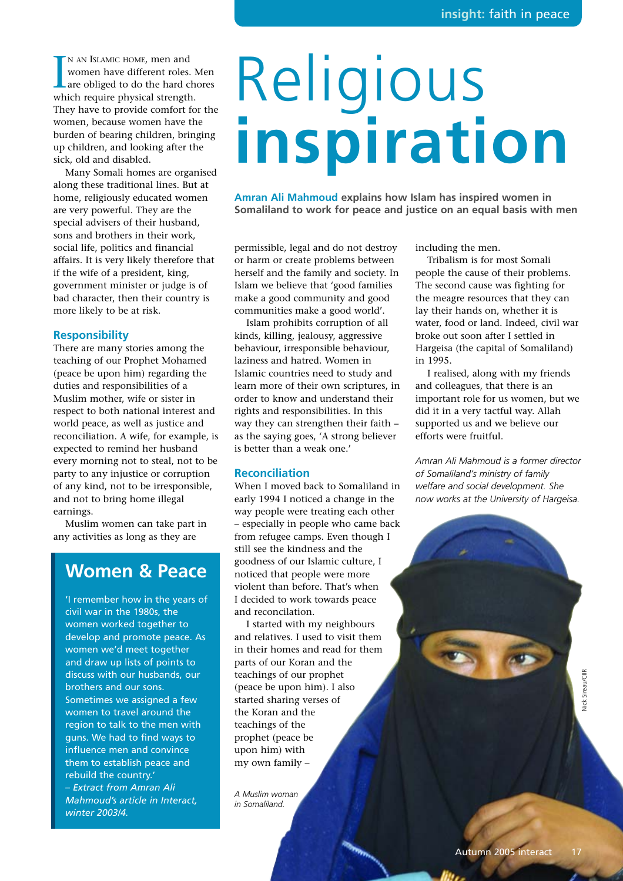# Religious inspiration

**Amran Ali Mahmoud explains how Islam has inspired women in Somaliland to work for peace and justice on an equal basis with men**

In an Islamic home, men and women have different roles. Men are obliged to do the hard chores which require physical strength. They have to provide comfort for the women, because women have the burden of bearing children, bringing up children, and looking after the sick, old and disabled.

Many Somali homes are organised along these traditional lines. But at home, religiously educated women are very powerful. They are the special advisers of their husband, sons and brothers in their work, social life, politics and financial affairs. It is very likely therefore that if the wife of a president, king, government minister or judge is of bad character, then their country is more likely to be at risk.

## Responsibility

There are many stories among the teaching of our Prophet Mohamed (peace be upon him) regarding the duties and responsibilities of a Muslim mother, wife or sister in respect to both national interest and world peace, as well as justice and reconciliation. A wife, for example, is expected to remind her husband every morning not to steal, not to be party to any injustice or corruption of any kind, not to be irresponsible, and not to bring home illegal earnings.

Muslim women can take part in any activities as long as they are permissible, legal and do not destroy or harm or create problems between herself and the family and society. In Islam we believe that 'good families make a good community and good communities make a good world'.

Islam prohibits corruption of all kinds, killing, jealousy, aggressive behaviour, irresponsible behaviour, laziness and hatred. Women in Islamic countries need to study and learn more of their own scriptures, in order to know and understand their rights and responsibilities. In this way they can strengthen their faith – as the saying goes, 'A strong believer is better than a weak one.'

## Reconciliation

When I moved back to Somaliland in early 1994 I noticed a change in the way people were treating each other – especially in people who came back from refugee camps. Even though I still see the kindness and the goodness of our Islamic culture, I noticed that people were more violent than before. That's when I decided to work towards peace and reconciliation.

I started with my neighbours and relatives. I used to visit them in their homes and read for them parts of our Koran and the teachings of our prophet (peace be upon him). I also started sharing verses of the Koran and the teachings of the prophet (peace be upon him) with my own family – including the men.

Tribalism is for most Somali people the cause of their problems. The second cause was fighting for the meagre resources that they can lay their hands on, whether it is water, food or land. Indeed, civil war broke out soon after I settled in Hargeisa (the capital of Somaliland) in 1995.

I realised, along with my friends and colleagues, that there is an important role for us women, but we did it in a very tactful way. Allah supported us and we believe our efforts were fruitful.

*Amran Ali Mahmoud is a former director of Somaliland's ministry of family welfare and social development. She now works at the University of Hargeisa.*

## Women & Peace

'I remember how in the years of civil war in the 1980s, the women worked together to develop and promote peace. As women we'd meet together and draw up lists of points to discuss with our husbands, our brothers and our sons. Sometimes we assigned a few women to travel around the region to talk to the men with guns. We had to find ways to influence men and convince them to establish peace and rebuild the country.'
*– Extract from Amran Ali Mahmoud's article in Interact, winter 2003/4.*

*A Muslim woman in Somaliland.*

Nick Sireau/CIIR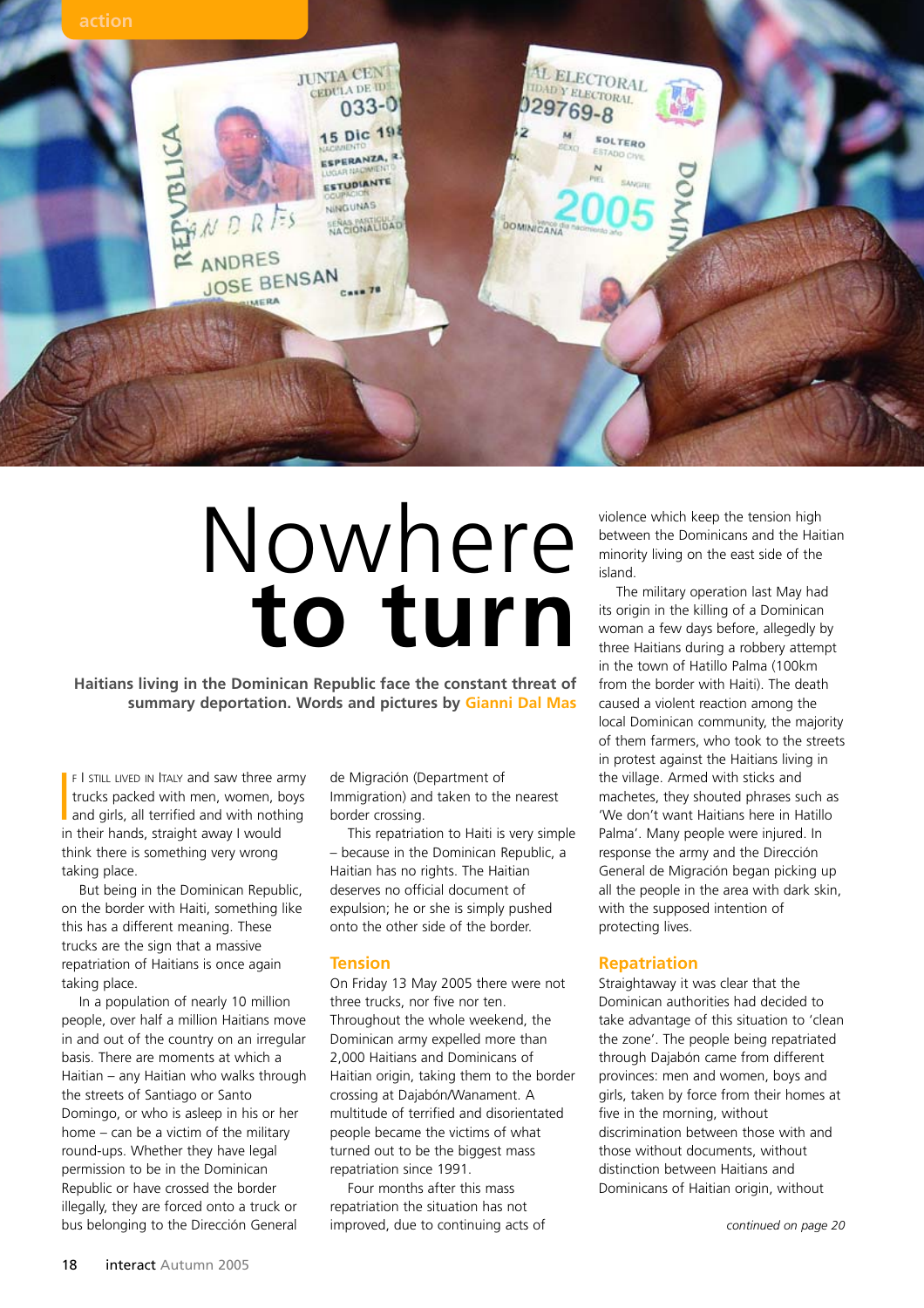# Nowhere **to turn**

**Haitians living in the Dominican Republic face the constant threat of summary deportation. Words and pictures by Gianni Dal Mas**

If I still lived in Italy and saw three army trucks packed with men, women, boys and girls, all terrified and with nothing in their hands, straight away I would think there is something very wrong taking place.

But being in the Dominican Republic, on the border with Haiti, something like this has a different meaning. These trucks are the sign that a massive repatriation of Haitians is once again taking place.

In a population of nearly 10 million people, over half a million Haitians move in and out of the country on an irregular basis. There are moments at which a Haitian – any Haitian who walks through the streets of Santiago or Santo Domingo, or who is asleep in his or her home – can be a victim of the military round-ups. Whether they have legal permission to be in the Dominican Republic or have crossed the border illegally, they are forced onto a truck or bus belonging to the Dirección General de Migración (Department of Immigration) and taken to the nearest border crossing.

This repatriation to Haiti is very simple – because in the Dominican Republic, a Haitian has no rights. The Haitian deserves no official document of expulsion; he or she is simply pushed onto the other side of the border.

## Tension

On Friday 13 May 2005 there were not three trucks, nor five nor ten. Throughout the whole weekend, the Dominican army expelled more than 2,000 Haitians and Dominicans of Haitian origin, taking them to the border crossing at Dajabón/Wanament. A multitude of terrified and disorientated people became the victims of what turned out to be the biggest mass repatriation since 1991.

Four months after this mass repatriation the situation has not improved, due to continuing acts of violence which keep the tension high between the Dominicans and the Haitian minority living on the east side of the island.

The military operation last May had its origin in the killing of a Dominican woman a few days before, allegedly by three Haitians during a robbery attempt in the town of Hatillo Palma (100km from the border with Haiti). The death caused a violent reaction among the local Dominican community, the majority of them farmers, who took to the streets in protest against the Haitians living in the village. Armed with sticks and machetes, they shouted phrases such as 'We don't want Haitians here in Hatillo Palma'. Many people were injured. In response the army and the Dirección General de Migración began picking up all the people in the area with dark skin, with the supposed intention of protecting lives.

## Repatriation

Straightaway it was clear that the Dominican authorities had decided to take advantage of this situation to 'clean the zone'. The people being repatriated through Dajabón came from different provinces: men and women, boys and girls, taken by force from their homes at five in the morning, without discrimination between those with and those without documents, without distinction between Haitians and Dominicans of Haitian origin, without

*continued on page 20*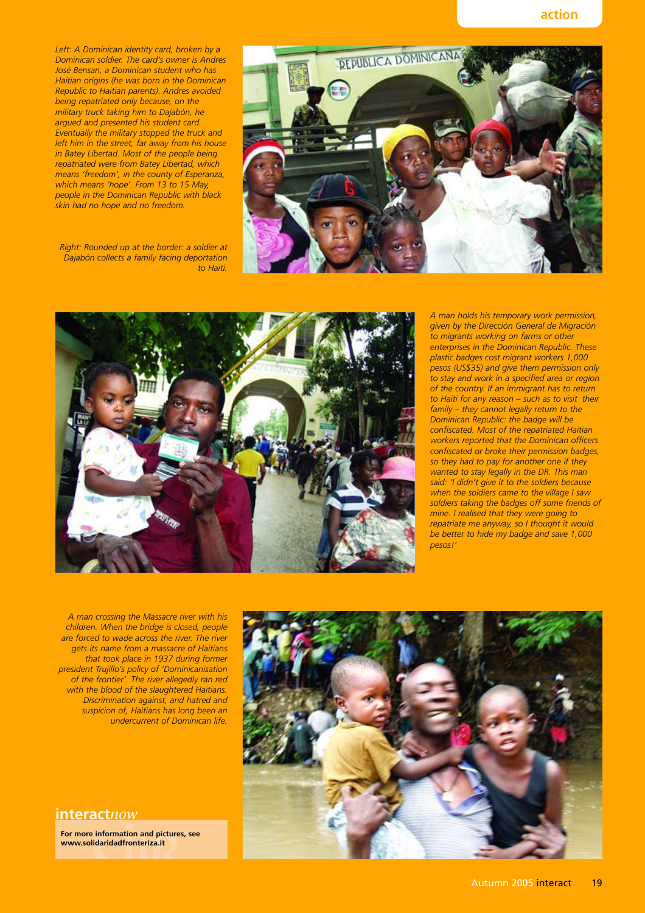*Left: A Dominican identity card, broken by a Dominican soldier. The card's owner is Andres José Bensan, a Dominican student who has Haitian origins (he was born in the Dominican Republic to Haitian parents). Andres avoided being repatriated only because, on the military truck taking him to Dajabón, he argued and presented his student card. Eventually the military stopped the truck and left him in the street, far away from his house in Batey Libertad. Most of the people being repatriated were from Batey Libertad, which means 'freedom', in the county of Esperanza, which means 'hope'. From 13 to 15 May, people in the Dominican Republic with black skin had no hope and no freedom.*

*Right: Rounded up at the border: a soldier at Dajabón collects a family facing deportation to Haiti.*

*A man holds his temporary work permission, given by the Dirección General de Migración to migrants working on farms or other enterprises in the Dominican Republic. These plastic badges cost migrant workers 1,000 pesos (US$35) and give them permission only to stay and work in a specified area or region of the country. If an immigrant has to return to Haiti for any reason – such as to visit their family – they cannot legally return to the Dominican Republic: the badge will be confiscated. Most of the repatriated Haitian workers reported that the Dominican officers confiscated or broke their permission badges, so they had to pay for another one if they wanted to stay legally in the DR. This man said: 'I didn't give it to the soldiers because when the soldiers came to the village I saw soldiers taking the badges off some friends of mine. I realised that they were going to repatriate me anyway, so I thought it would be better to hide my badge and save 1,000 pesos!'*

*A man crossing the Massacre river with his children. When the bridge is closed, people are forced to wade across the river. The river gets its name from a massacre of Haitians that took place in 1937 during former president Trujillo's policy of 'Dominicanisation of the frontier'. The river allegedly ran red with the blood of the slaughtered Haitians. Discrimination against, and hatred and suspicion of, Haitians has long been an undercurrent of Dominican life.*

## interact*now*

**For more information and pictures, see www.solidaridadfronteriza.it**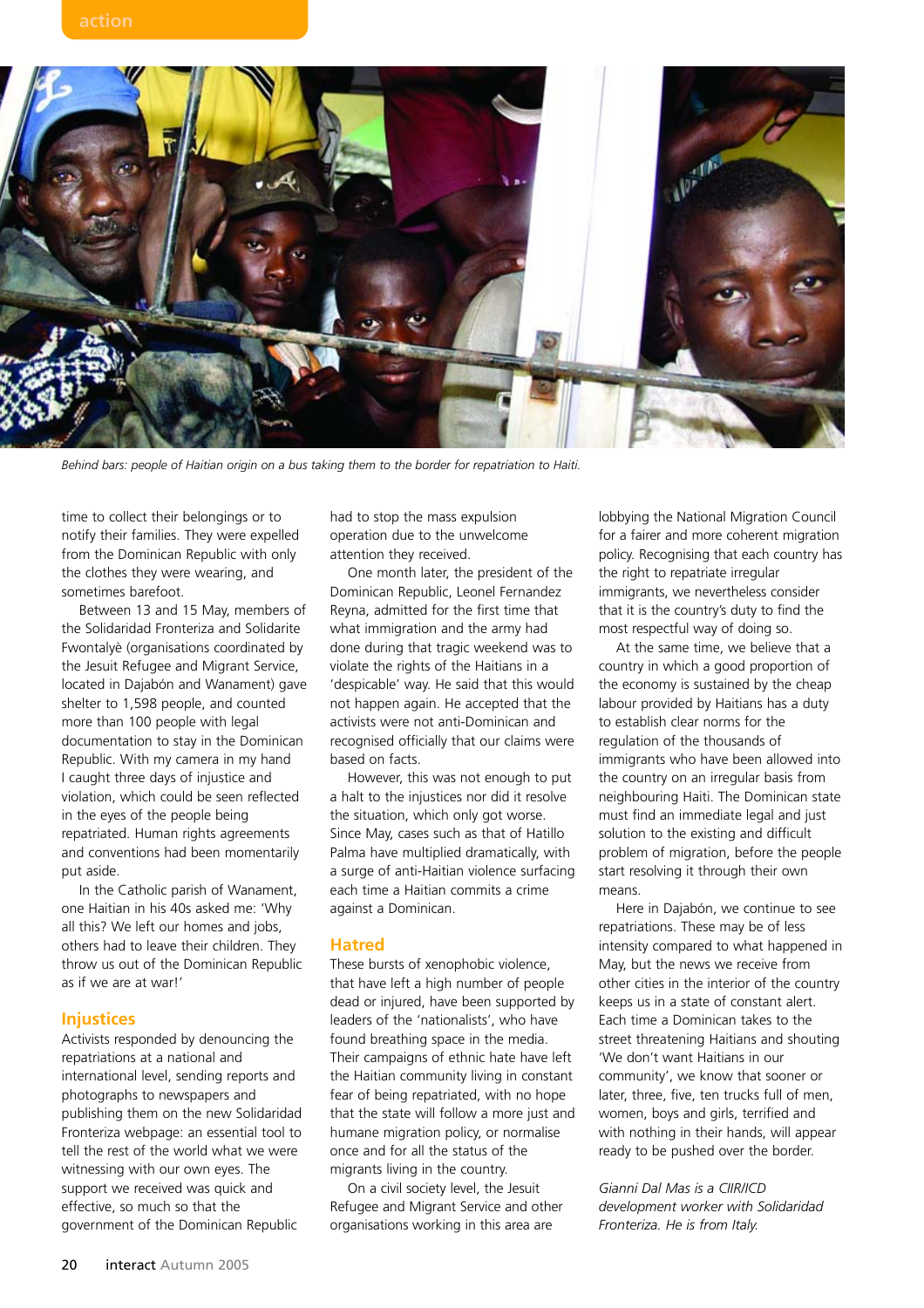*Behind bars: people of Haitian origin on a bus taking them to the border for repatriation to Haiti.*

time to collect their belongings or to notify their families. They were expelled from the Dominican Republic with only the clothes they were wearing, and sometimes barefoot.

Between 13 and 15 May, members of the Solidaridad Fronteriza and Solidarite Fwontalyè (organisations coordinated by the Jesuit Refugee and Migrant Service, located in Dajabón and Wanament) gave shelter to 1,598 people, and counted more than 100 people with legal documentation to stay in the Dominican Republic. With my camera in my hand I caught three days of injustice and violation, which could be seen reflected in the eyes of the people being repatriated. Human rights agreements and conventions had been momentarily put aside.

In the Catholic parish of Wanament, one Haitian in his 40s asked me: 'Why all this? We left our homes and jobs, others had to leave their children. They throw us out of the Dominican Republic as if we are at war!'

## Injustices

Activists responded by denouncing the repatriations at a national and international level, sending reports and photographs to newspapers and publishing them on the new Solidaridad Fronteriza webpage: an essential tool to tell the rest of the world what we were witnessing with our own eyes. The support we received was quick and effective, so much so that the government of the Dominican Republic had to stop the mass expulsion operation due to the unwelcome attention they received.

One month later, the president of the Dominican Republic, Leonel Fernandez Reyna, admitted for the first time that what immigration and the army had done during that tragic weekend was to violate the rights of the Haitians in a 'despicable' way. He said that this would not happen again. He accepted that the activists were not anti-Dominican and recognised officially that our claims were based on facts.

However, this was not enough to put a halt to the injustices nor did it resolve the situation, which only got worse. Since May, cases such as that of Hatillo Palma have multiplied dramatically, with a surge of anti-Haitian violence surfacing each time a Haitian commits a crime against a Dominican.

## Hatred

These bursts of xenophobic violence, that have left a high number of people dead or injured, have been supported by leaders of the 'nationalists', who have found breathing space in the media. Their campaigns of ethnic hate have left the Haitian community living in constant fear of being repatriated, with no hope that the state will follow a more just and humane migration policy, or normalise once and for all the status of the migrants living in the country.

On a civil society level, the Jesuit Refugee and Migrant Service and other organisations working in this area are lobbying the National Migration Council for a fairer and more coherent migration policy. Recognising that each country has the right to repatriate irregular immigrants, we nevertheless consider that it is the country's duty to find the most respectful way of doing so.

At the same time, we believe that a country in which a good proportion of the economy is sustained by the cheap labour provided by Haitians has a duty to establish clear norms for the regulation of the thousands of immigrants who have been allowed into the country on an irregular basis from neighbouring Haiti. The Dominican state must find an immediate legal and just solution to the existing and difficult problem of migration, before the people start resolving it through their own means.

Here in Dajabón, we continue to see repatriations. These may be of less intensity compared to what happened in May, but the news we receive from other cities in the interior of the country keeps us in a state of constant alert. Each time a Dominican takes to the street threatening Haitians and shouting 'We don't want Haitians in our community', we know that sooner or later, three, five, ten trucks full of men, women, boys and girls, terrified and with nothing in their hands, will appear ready to be pushed over the border.

*Gianni Dal Mas is a CIIR/ICD development worker with Solidaridad Fronteriza. He is from Italy.*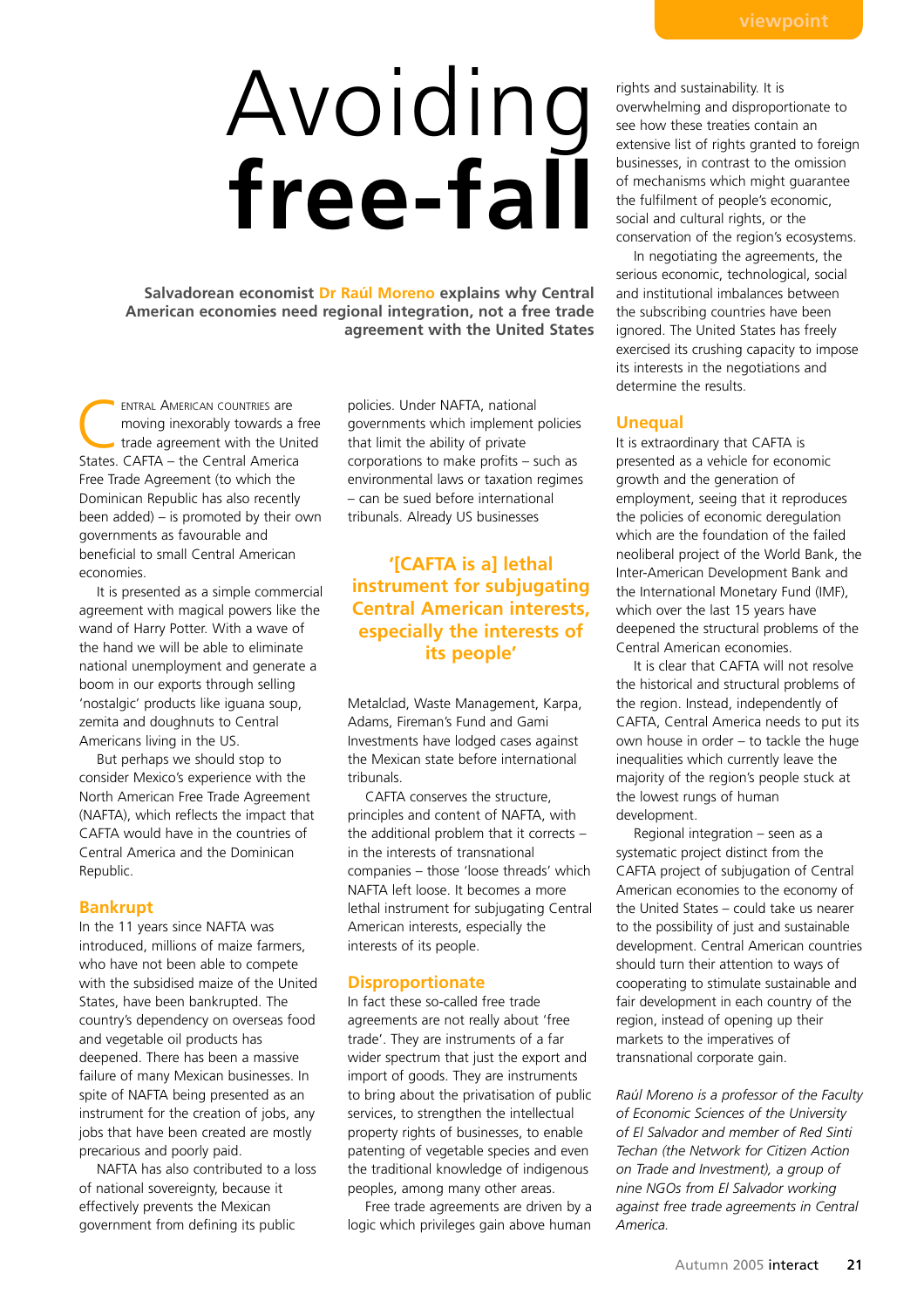# Avoiding **free-fall**

**Salvadorean economist Dr Raúl Moreno explains why Central American economies need regional integration, not a free trade agreement with the United States**

Central American countries are moving inexorably towards a free trade agreement with the United States. CAFTA – the Central America Free Trade Agreement (to which the Dominican Republic has also recently been added) – is promoted by their own governments as favourable and beneficial to small Central American economies.

It is presented as a simple commercial agreement with magical powers like the wand of Harry Potter. With a wave of the hand we will be able to eliminate national unemployment and generate a boom in our exports through selling 'nostalgic' products like iguana soup, zemita and doughnuts to Central Americans living in the US.

But perhaps we should stop to consider Mexico's experience with the North American Free Trade Agreement (NAFTA), which reflects the impact that CAFTA would have in the countries of Central America and the Dominican Republic.

## Bankrupt

In the 11 years since NAFTA was introduced, millions of maize farmers, who have not been able to compete with the subsidised maize of the United States, have been bankrupted. The country's dependency on overseas food and vegetable oil products has deepened. There has been a massive failure of many Mexican businesses. In spite of NAFTA being presented as an instrument for the creation of jobs, any jobs that have been created are mostly precarious and poorly paid.

NAFTA has also contributed to a loss of national sovereignty, because it effectively prevents the Mexican government from defining its public policies. Under NAFTA, national governments which implement policies that limit the ability of private corporations to make profits – such as environmental laws or taxation regimes – can be sued before international tribunals. Already US businesses Metalclad, Waste Management, Karpa, Adams, Fireman's Fund and Gami Investments have lodged cases against the Mexican state before international tribunals.

> **'[CAFTA is a] lethal instrument for subjugating Central American interests, especially the interests of its people'**

CAFTA conserves the structure, principles and content of NAFTA, with the additional problem that it corrects – in the interests of transnational companies – those 'loose threads' which NAFTA left loose. It becomes a more lethal instrument for subjugating Central American interests, especially the interests of its people.

## Disproportionate

In fact these so-called free trade agreements are not really about 'free trade'. They are instruments of a far wider spectrum that just the export and import of goods. They are instruments to bring about the privatisation of public services, to strengthen the intellectual property rights of businesses, to enable patenting of vegetable species and even the traditional knowledge of indigenous peoples, among many other areas.

Free trade agreements are driven by a logic which privileges gain above human rights and sustainability. It is overwhelming and disproportionate to see how these treaties contain an extensive list of rights granted to foreign businesses, in contrast to the omission of mechanisms which might guarantee the fulfilment of people's economic, social and cultural rights, or the conservation of the region's ecosystems.

In negotiating the agreements, the serious economic, technological, social and institutional imbalances between the subscribing countries have been ignored. The United States has freely exercised its crushing capacity to impose its interests in the negotiations and determine the results.

## Unequal

It is extraordinary that CAFTA is presented as a vehicle for economic growth and the generation of employment, seeing that it reproduces the policies of economic deregulation which are the foundation of the failed neoliberal project of the World Bank, the Inter-American Development Bank and the International Monetary Fund (IMF), which over the last 15 years have deepened the structural problems of the Central American economies.

It is clear that CAFTA will not resolve the historical and structural problems of the region. Instead, independently of CAFTA, Central America needs to put its own house in order – to tackle the huge inequalities which currently leave the majority of the region's people stuck at the lowest rungs of human development.

Regional integration – seen as a systematic project distinct from the CAFTA project of subjugation of Central American economies to the economy of the United States – could take us nearer to the possibility of just and sustainable development. Central American countries should turn their attention to ways of cooperating to stimulate sustainable and fair development in each country of the region, instead of opening up their markets to the imperatives of transnational corporate gain.

*Raúl Moreno is a professor of the Faculty of Economic Sciences of the University of El Salvador and member of Red Sinti Techan (the Network for Citizen Action on Trade and Investment), a group of nine NGOs from El Salvador working against free trade agreements in Central America.*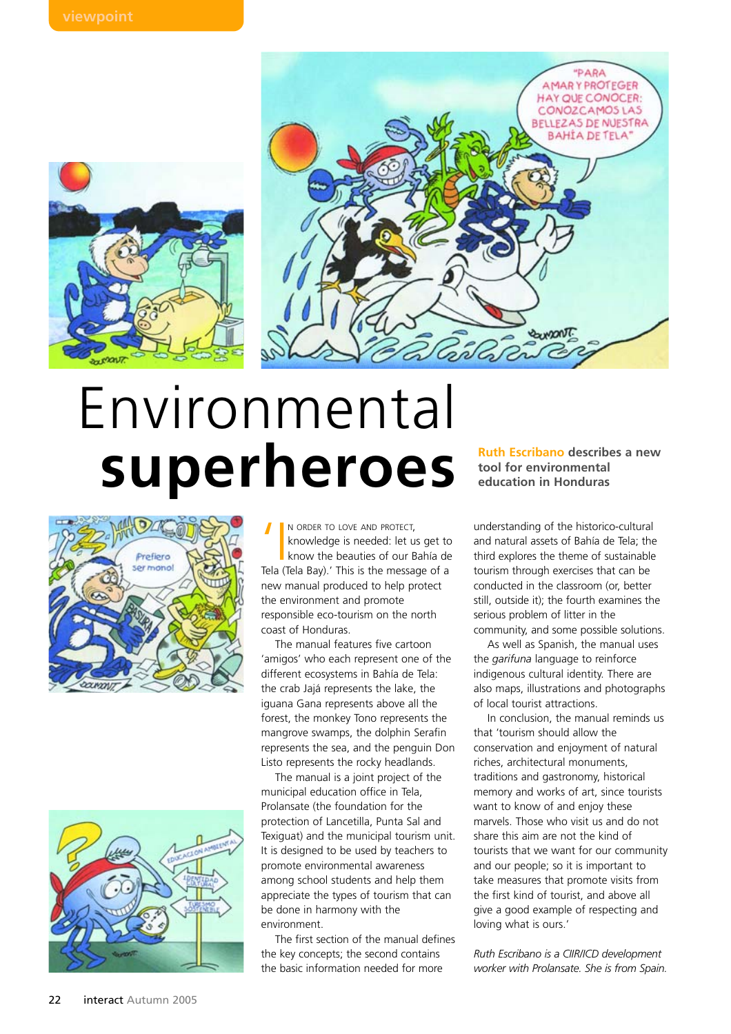# Environmental **superheroes**

**Ruth Escribano describes a new tool for environmental education in Honduras**

'In order to love and protect, knowledge is needed: let us get to know the beauties of our Bahía de Tela (Tela Bay).' This is the message of a new manual produced to help protect the environment and promote responsible eco-tourism on the north coast of Honduras.

The manual features five cartoon 'amigos' who each represent one of the different ecosystems in Bahía de Tela: the crab Jajá represents the lake, the iguana Gana represents above all the forest, the monkey Tono represents the mangrove swamps, the dolphin Serafin represents the sea, and the penguin Don Listo represents the rocky headlands.

The manual is a joint project of the municipal education office in Tela, Prolansate (the foundation for the protection of Lancetilla, Punta Sal and Texiguat) and the municipal tourism unit. It is designed to be used by teachers to promote environmental awareness among school students and help them appreciate the types of tourism that can be done in harmony with the environment.

The first section of the manual defines the key concepts; the second contains the basic information needed for more understanding of the historico-cultural and natural assets of Bahía de Tela; the third explores the theme of sustainable tourism through exercises that can be conducted in the classroom (or, better still, outside it); the fourth examines the serious problem of litter in the community, and some possible solutions.

As well as Spanish, the manual uses the *garifuna* language to reinforce indigenous cultural identity. There are also maps, illustrations and photographs of local tourist attractions.

In conclusion, the manual reminds us that 'tourism should allow the conservation and enjoyment of natural riches, architectural monuments, traditions and gastronomy, historical memory and works of art, since tourists want to know of and enjoy these marvels. Those who visit us and do not share this aim are not the kind of tourists that we want for our community and our people; so it is important to take measures that promote visits from the first kind of tourist, and above all give a good example of respecting and loving what is ours.'

*Ruth Escribano is a CIIR/ICD development worker with Prolansate. She is from Spain.*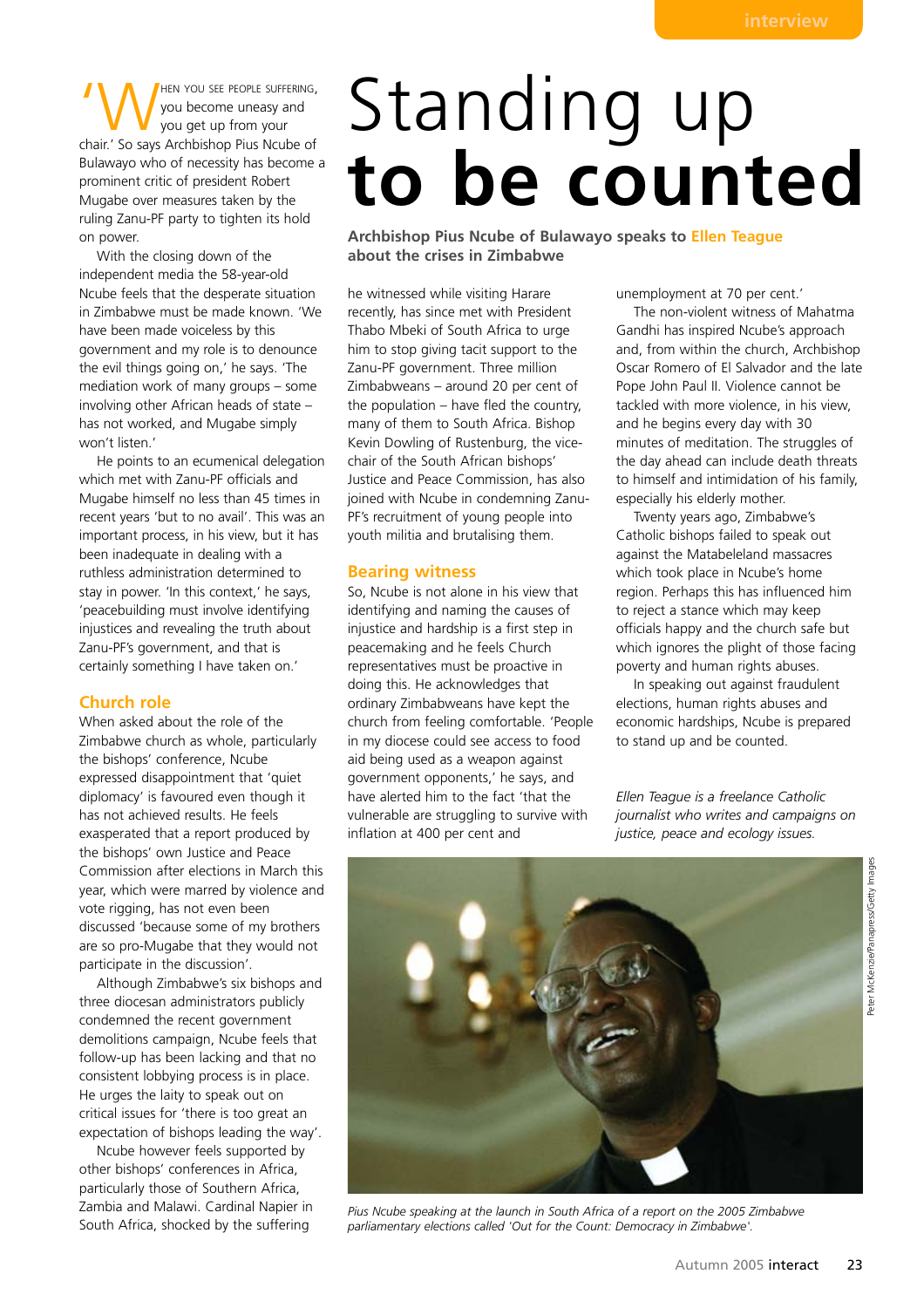# Standing up **to be counted**

**Archbishop Pius Ncube of Bulawayo speaks to Ellen Teague about the crises in Zimbabwe**

'When you see people suffering, you become uneasy and you get up from your chair.' So says Archbishop Pius Ncube of Bulawayo who of necessity has become a prominent critic of president Robert Mugabe over measures taken by the ruling Zanu-PF party to tighten its hold on power.

With the closing down of the independent media the 58-year-old Ncube feels that the desperate situation in Zimbabwe must be made known. 'We have been made voiceless by this government and my role is to denounce the evil things going on,' he says. 'The mediation work of many groups – some involving other African heads of state – has not worked, and Mugabe simply won't listen.'

He points to an ecumenical delegation which met with Zanu-PF officials and Mugabe himself no less than 45 times in recent years 'but to no avail'. This was an important process, in his view, but it has been inadequate in dealing with a ruthless administration determined to stay in power. 'In this context,' he says, 'peacebuilding must involve identifying injustices and revealing the truth about Zanu-PF's government, and that is certainly something I have taken on.'

## Church role

When asked about the role of the Zimbabwe church as whole, particularly the bishops' conference, Ncube expressed disappointment that 'quiet diplomacy' is favoured even though it has not achieved results. He feels exasperated that a report produced by the bishops' own Justice and Peace Commission after elections in March this year, which were marred by violence and vote rigging, has not even been discussed 'because some of my brothers are so pro-Mugabe that they would not participate in the discussion'.

Although Zimbabwe's six bishops and three diocesan administrators publicly condemned the recent government demolitions campaign, Ncube feels that follow-up has been lacking and that no consistent lobbying process is in place. He urges the laity to speak out on critical issues for 'there is too great an expectation of bishops leading the way'.

Ncube however feels supported by other bishops' conferences in Africa, particularly those of Southern Africa, Zambia and Malawi. Cardinal Napier in South Africa, shocked by the suffering he witnessed while visiting Harare recently, has since met with President Thabo Mbeki of South Africa to urge him to stop giving tacit support to the Zanu-PF government. Three million Zimbabweans – around 20 per cent of the population – have fled the country, many of them to South Africa. Bishop Kevin Dowling of Rustenburg, the vice-chair of the South African bishops' Justice and Peace Commission, has also joined with Ncube in condemning Zanu-PF's recruitment of young people into youth militia and brutalising them.

## Bearing witness

So, Ncube is not alone in his view that identifying and naming the causes of injustice and hardship is a first step in peacemaking and he feels Church representatives must be proactive in doing this. He acknowledges that ordinary Zimbabweans have kept the church from feeling comfortable. 'People in my diocese could see access to food aid being used as a weapon against government opponents,' he says, and have alerted him to the fact 'that the vulnerable are struggling to survive with inflation at 400 per cent and unemployment at 70 per cent.'

The non-violent witness of Mahatma Gandhi has inspired Ncube's approach and, from within the church, Archbishop Oscar Romero of El Salvador and the late Pope John Paul II. Violence cannot be tackled with more violence, in his view, and he begins every day with 30 minutes of meditation. The struggles of the day ahead can include death threats to himself and intimidation of his family, especially his elderly mother.

Twenty years ago, Zimbabwe's Catholic bishops failed to speak out against the Matabeleland massacres which took place in Ncube's home region. Perhaps this has influenced him to reject a stance which may keep officials happy and the church safe but which ignores the plight of those facing poverty and human rights abuses.

In speaking out against fraudulent elections, human rights abuses and economic hardships, Ncube is prepared to stand up and be counted.

*Ellen Teague is a freelance Catholic journalist who writes and campaigns on justice, peace and ecology issues.*

Peter McKenzie/Panapress/Getty Images

*Pius Ncube speaking at the launch in South Africa of a report on the 2005 Zimbabwe parliamentary elections called 'Out for the Count: Democracy in Zimbabwe'.*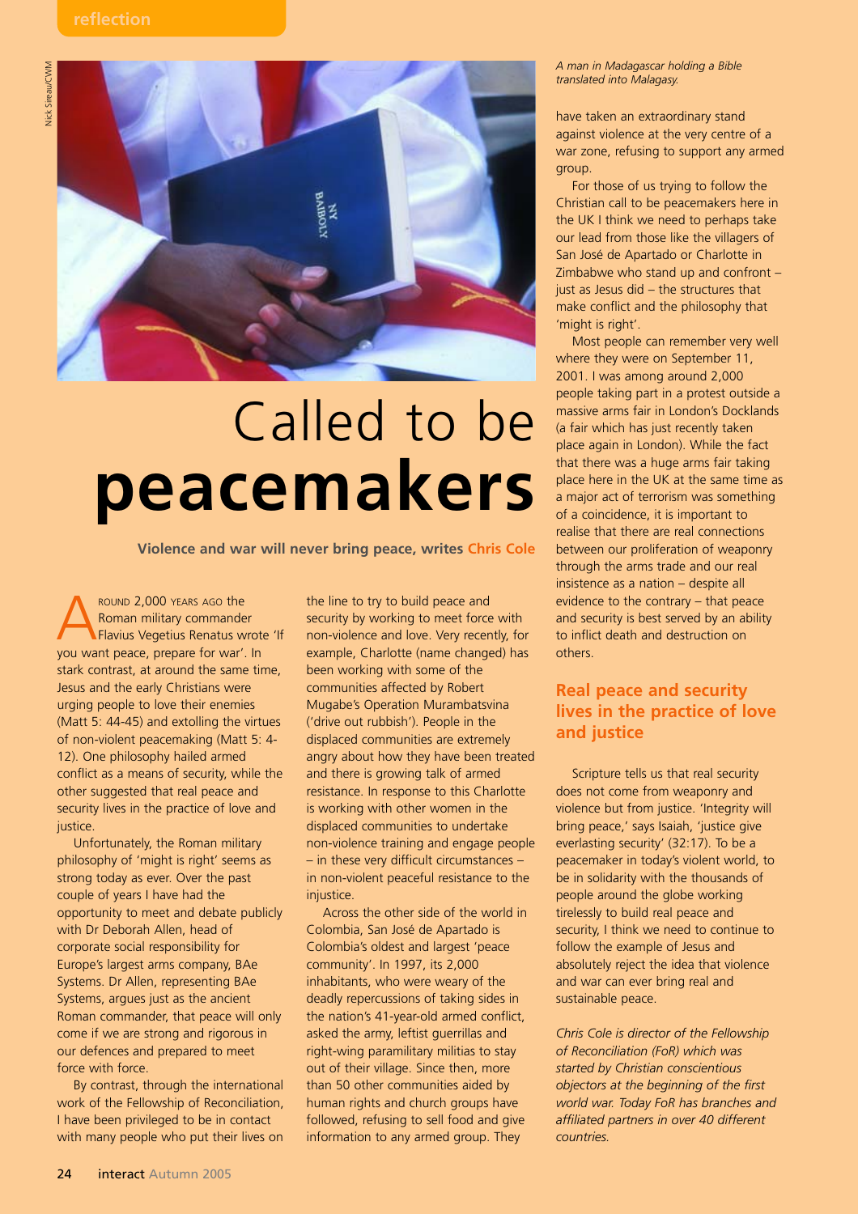A man in Madagascar holding a Bible translated into Malagasy.

# Called to be **peacemakers**

**Violence and war will never bring peace, writes Chris Cole**

AROUND 2,000 YEARS AGO the Roman military commander Flavius Vegetius Renatus wrote 'If you want peace, prepare for war'. In stark contrast, at around the same time, Jesus and the early Christians were urging people to love their enemies (Matt 5: 44-45) and extolling the virtues of non-violent peacemaking (Matt 5: 4-12). One philosophy hailed armed conflict as a means of security, while the other suggested that real peace and security lives in the practice of love and justice.

Unfortunately, the Roman military philosophy of 'might is right' seems as strong today as ever. Over the past couple of years I have had the opportunity to meet and debate publicly with Dr Deborah Allen, head of corporate social responsibility for Europe's largest arms company, BAe Systems. Dr Allen, representing BAe Systems, argues just as the ancient Roman commander, that peace will only come if we are strong and rigorous in our defences and prepared to meet force with force.

By contrast, through the international work of the Fellowship of Reconciliation, I have been privileged to be in contact with many people who put their lives on the line to try to build peace and security by working to meet force with non-violence and love. Very recently, for example, Charlotte (name changed) has been working with some of the communities affected by Robert Mugabe's Operation Murambatsvina ('drive out rubbish'). People in the displaced communities are extremely angry about how they have been treated and there is growing talk of armed resistance. In response to this Charlotte is working with other women in the displaced communities to undertake non-violence training and engage people – in these very difficult circumstances – in non-violent peaceful resistance to the injustice.

Across the other side of the world in Colombia, San José de Apartado is Colombia's oldest and largest 'peace community'. In 1997, its 2,000 inhabitants, who were weary of the deadly repercussions of taking sides in the nation's 41-year-old armed conflict, asked the army, leftist guerrillas and right-wing paramilitary militias to stay out of their village. Since then, more than 50 other communities aided by human rights and church groups have followed, refusing to sell food and give information to any armed group. They have taken an extraordinary stand against violence at the very centre of a war zone, refusing to support any armed group.

For those of us trying to follow the Christian call to be peacemakers here in the UK I think we need to perhaps take our lead from those like the villagers of San José de Apartado or Charlotte in Zimbabwe who stand up and confront – just as Jesus did – the structures that make conflict and the philosophy that 'might is right'.

Most people can remember very well where they were on September 11, 2001. I was among around 2,000 people taking part in a protest outside a massive arms fair in London's Docklands (a fair which has just recently taken place again in London). While the fact that there was a huge arms fair taking place here in the UK at the same time as a major act of terrorism was something of a coincidence, it is important to realise that there are real connections between our proliferation of weaponry through the arms trade and our real insistence as a nation – despite all evidence to the contrary – that peace and security is best served by an ability to inflict death and destruction on others.

## Real peace and security lives in the practice of love and justice

Scripture tells us that real security does not come from weaponry and violence but from justice. 'Integrity will bring peace,' says Isaiah, 'justice give everlasting security' (32:17). To be a peacemaker in today's violent world, to be in solidarity with the thousands of people around the globe working tirelessly to build real peace and security, I think we need to continue to follow the example of Jesus and absolutely reject the idea that violence and war can ever bring real and sustainable peace.

*Chris Cole is director of the Fellowship of Reconciliation (FoR) which was started by Christian conscientious objectors at the beginning of the first world war. Today FoR has branches and affiliated partners in over 40 different countries.*